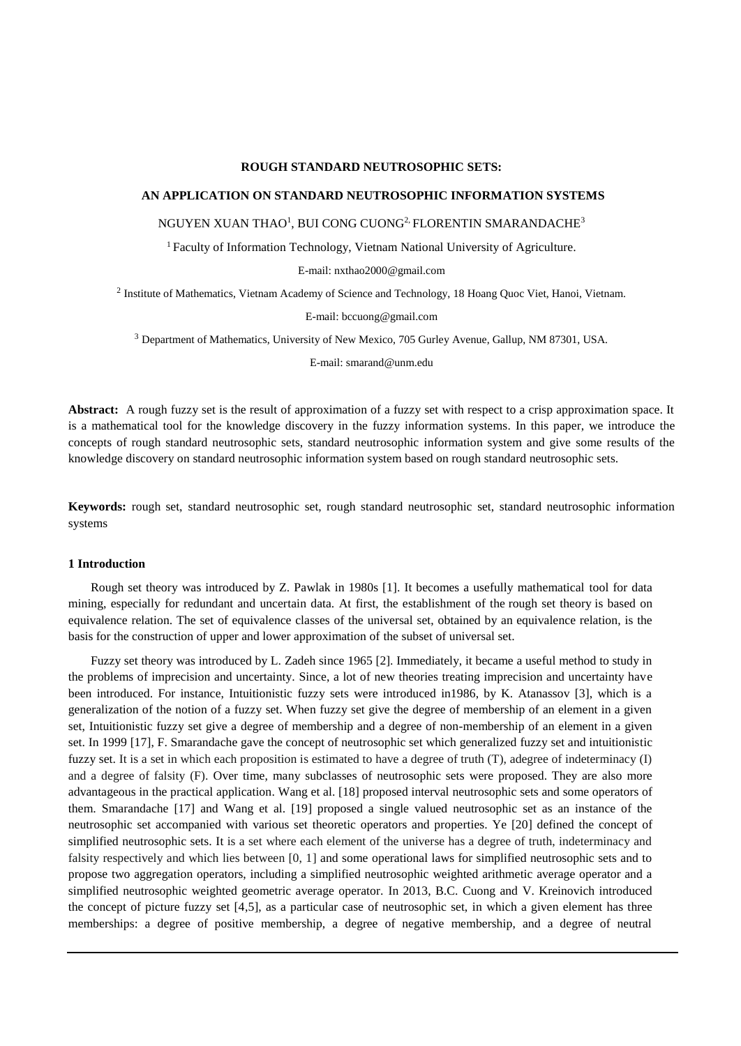# ROUGH STANDARD NEUTROSOPHIC SETS:

## AN APPLICATION ON STANDARD NEUTROSOPHIC INFORMATION SYSTEMS

NGUYEN XUAN THAO[1], BUI CONG CUONG[2,] FLORENTIN SMARANDACHE[3]

[1] Faculty of Information Technology, Vietnam National University of Agriculture.

E-mail: nxthao2000@gmail.com

[2] Institute of Mathematics, Vietnam Academy of Science and Technology, 18 Hoang Quoc Viet, Hanoi, Vietnam.

E-mail: bccuong@gmail.com

[3] Department of Mathematics, University of New Mexico, 705 Gurley Avenue, Gallup, NM 87301, USA.

E-mail: smarand@unm.edu

**Abstract:** A rough fuzzy set is the result of approximation of a fuzzy set with respect to a crisp approximation space. It is a mathematical tool for the knowledge discovery in the fuzzy information systems. In this paper, we introduce the concepts of rough standard neutrosophic sets, standard neutrosophic information system and give some results of the knowledge discovery on standard neutrosophic information system based on rough standard neutrosophic sets.

**Keywords:** rough set, standard neutrosophic set, rough standard neutrosophic set, standard neutrosophic information systems

### 1 Introduction

Rough set theory was introduced by Z. Pawlak in 1980s [1]. It becomes a usefully mathematical tool for data mining, especially for redundant and uncertain data. At first, the establishment of the rough set theory is based on equivalence relation. The set of equivalence classes of the universal set, obtained by an equivalence relation, is the basis for the construction of upper and lower approximation of the subset of universal set.

Fuzzy set theory was introduced by L. Zadeh since 1965 [2]. Immediately, it became a useful method to study in the problems of imprecision and uncertainty. Since, a lot of new theories treating imprecision and uncertainty have been introduced. For instance, Intuitionistic fuzzy sets were introduced in1986, by K. Atanassov [3], which is a generalization of the notion of a fuzzy set. When fuzzy set give the degree of membership of an element in a given set, Intuitionistic fuzzy set give a degree of membership and a degree of non-membership of an element in a given set. In 1999 [17], F. Smarandache gave the concept of neutrosophic set which generalized fuzzy set and intuitionistic fuzzy set. It is a set in which each proposition is estimated to have a degree of truth (T), adegree of indeterminacy (I) and a degree of falsity (F). Over time, many subclasses of neutrosophic sets were proposed. They are also more advantageous in the practical application. Wang et al. [18] proposed interval neutrosophic sets and some operators of them. Smarandache [17] and Wang et al. [19] proposed a single valued neutrosophic set as an instance of the neutrosophic set accompanied with various set theoretic operators and properties. Ye [20] defined the concept of simplified neutrosophic sets. It is a set where each element of the universe has a degree of truth, indeterminacy and falsity respectively and which lies between [0, 1] and some operational laws for simplified neutrosophic sets and to propose two aggregation operators, including a simplified neutrosophic weighted arithmetic average operator and a simplified neutrosophic weighted geometric average operator. In 2013, B.C. Cuong and V. Kreinovich introduced the concept of picture fuzzy set [4,5], as a particular case of neutrosophic set, in which a given element has three memberships: a degree of positive membership, a degree of negative membership, and a degree of neutral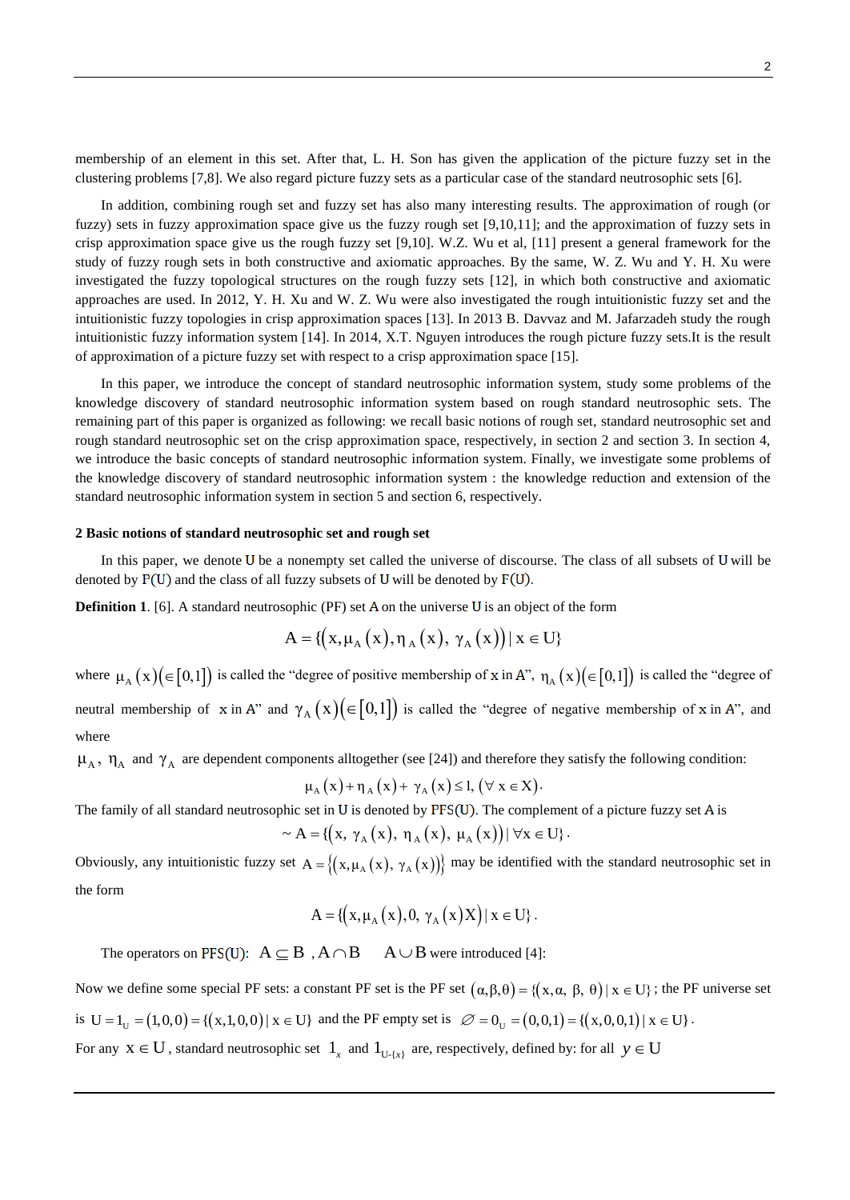membership of an element in this set. After that, L. H. Son has given the application of the picture fuzzy set in the clustering problems [7,8]. We also regard picture fuzzy sets as a particular case of the standard neutrosophic sets [6].

In addition, combining rough set and fuzzy set has also many interesting results. The approximation of rough (or fuzzy) sets in fuzzy approximation space give us the fuzzy rough set [9,10,11]; and the approximation of fuzzy sets in crisp approximation space give us the rough fuzzy set [9,10]. W.Z. Wu et al, [11] present a general framework for the study of fuzzy rough sets in both constructive and axiomatic approaches. By the same, W. Z. Wu and Y. H. Xu were investigated the fuzzy topological structures on the rough fuzzy sets [12], in which both constructive and axiomatic approaches are used. In 2012, Y. H. Xu and W. Z. Wu were also investigated the rough intuitionistic fuzzy set and the intuitionistic fuzzy topologies in crisp approximation spaces [13]. In 2013 B. Davvaz and M. Jafarzadeh study the rough intuitionistic fuzzy information system [14]. In 2014, X.T. Nguyen introduces the rough picture fuzzy sets.It is the result of approximation of a picture fuzzy set with respect to a crisp approximation space [15].

In this paper, we introduce the concept of standard neutrosophic information system, study some problems of the knowledge discovery of standard neutrosophic information system based on rough standard neutrosophic sets. The remaining part of this paper is organized as following: we recall basic notions of rough set, standard neutrosophic set and rough standard neutrosophic set on the crisp approximation space, respectively, in section 2 and section 3. In section 4, we introduce the basic concepts of standard neutrosophic information system. Finally, we investigate some problems of the knowledge discovery of standard neutrosophic information system : the knowledge reduction and extension of the standard neutrosophic information system in section 5 and section 6, respectively.

## 2 Basic notions of standard neutrosophic set and rough set

In this paper, we denote $U$ be a nonempty set called the universe of discourse. The class of all subsets of $U$ will be denoted by $P(U)$ and the class of all fuzzy subsets of $U$ will be denoted by $F(U)$.

**Definition 1**. [6]. A standard neutrosophic (PF) set $A$ on the universe $U$ is an object of the form

$$A = \{(x, \mu_A(x), \eta_A(x), \gamma_A(x)) \mid x \in U\}$$

where $\mu_A(x)(\in[0,1])$ is called the "degree of positive membership of $x$ in $A$", $\eta_A(x)(\in[0,1])$ is called the "degree of neutral membership of $x$ in $A$" and $\gamma_A(x)(\in[0,1])$ is called the "degree of negative membership of $x$ in $A$", and where

$\mu_A$, $\eta_A$ and $\gamma_A$ are dependent components alltogether (see [24]) and therefore they satisfy the following condition:

$$\mu_A(x) + \eta_A(x) + \gamma_A(x) \le 1, \ (\forall\, x \in X).$$

The family of all standard neutrosophic set in $U$ is denoted by $PFS(U)$. The complement of a picture fuzzy set $A$ is

$$\sim A = \{(x, \gamma_A(x), \eta_A(x), \mu_A(x)) \mid \forall x \in U\}.$$

Obviously, any intuitionistic fuzzy set $A = \{(x, \mu_A(x), \gamma_A(x))\}$ may be identified with the standard neutrosophic set in the form

$$A = \{(x, \mu_A(x), 0, \gamma_A(x)X) \mid x \in U\}.$$

The operators on $PFS(U)$: $A \subseteq B$ , $A \cap B$  $A \cup B$ were introduced [4]:

Now we define some special PF sets: a constant PF set is the PF set $(\alpha,\beta,\theta) = \{(x, \alpha, \beta, \theta) \mid x \in U\}$; the PF universe set is $U = 1_U = (1,0,0) = \{(x,1,0,0) \mid x \in U\}$ and the PF empty set is $\varnothing = 0_U = (0,0,1) = \{(x,0,0,1) \mid x \in U\}$.

For any $x \in U$, standard neutrosophic set $1_x$ and $1_{U\text{-}\{x\}}$ are, respectively, defined by: for all $y \in U$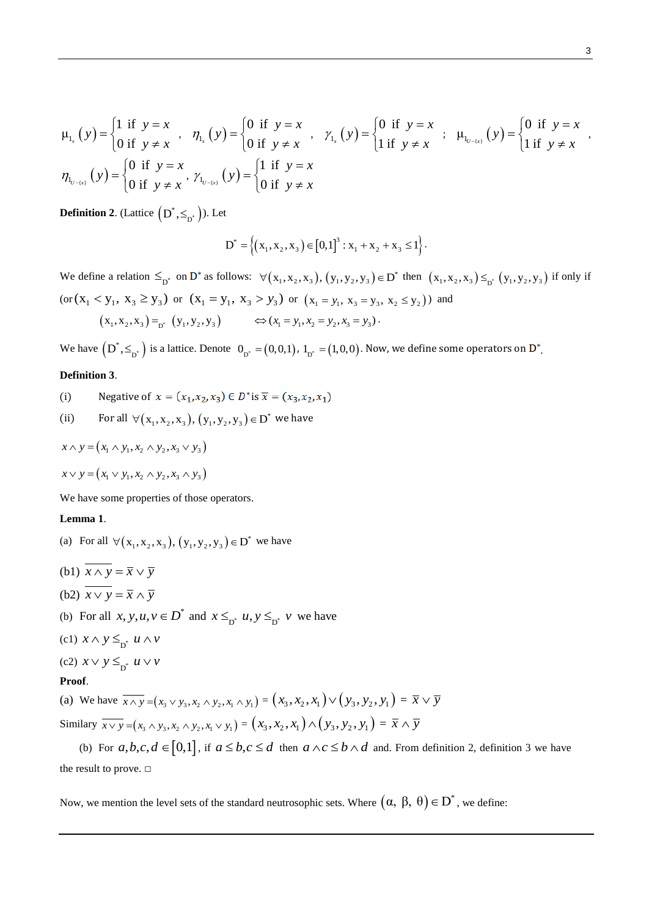$$\mu_{1_x}(y)=\begin{cases}1 \text{ if } y=x\\ 0 \text{ if } y\neq x\end{cases},\quad \eta_{1_x}(y)=\begin{cases}0 \text{ if } y=x\\ 0 \text{ if } y\neq x\end{cases},\quad \gamma_{1_x}(y)=\begin{cases}0 \text{ if } y=x\\ 1 \text{ if } y\neq x\end{cases};\quad \mu_{1_{U-\{x\}}}(y)=\begin{cases}0 \text{ if } y=x\\ 1 \text{ if } y\neq x\end{cases},$$

$$\eta_{1_{U-\{x\}}}(y)=\begin{cases}0 \text{ if } y=x\\ 0 \text{ if } y\neq x\end{cases},\ \gamma_{1_{U-\{x\}}}(y)=\begin{cases}1 \text{ if } y=x\\ 0 \text{ if } y\neq x\end{cases}$$

**Definition 2**. (Lattice $(D^*,\leq_{D^*})$). Let

$$D^*=\left\{(x_1,x_2,x_3)\in[0,1]^3 : x_1+x_2+x_3\leq 1\right\}.$$

We define a relation $\leq_{D^*}$ on $D^*$ as follows: $\forall (x_1,x_2,x_3),(y_1,y_2,y_3)\in D^*$ then $(x_1,x_2,x_3)\leq_{D^*}(y_1,y_2,y_3)$ if only if (or$(x_1<y_1,\ x_3\geq y_3)$ or $(x_1=y_1,\ x_3>y_3)$ or $(x_1=y_1,\ x_3=y_3,\ x_2\leq y_2)$) and

$$(x_1,x_2,x_3)=_{D^*}(y_1,y_2,y_3) \qquad \Leftrightarrow (x_1=y_1,x_2=y_2,x_3=y_3).$$

We have $(D^*,\leq_{D^*})$ is a lattice. Denote $0_{D^*}=(0,0,1)$, $1_{D^*}=(1,0,0)$. Now, we define some operators on $D^*$.

**Definition 3**.

(i) Negative of $x=(x_1,x_2,x_3)\in D^*$ is $\overline{x}=(x_3,x_2,x_1)$

(ii) For all $\forall (x_1,x_2,x_3),(y_1,y_2,y_3)\in D^*$ we have

$x\wedge y=(x_1\wedge y_1,x_2\wedge y_2,x_3\vee y_3)$

$x\vee y=(x_1\vee y_1,x_2\wedge y_2,x_3\wedge y_3)$

We have some properties of those operators.

**Lemma 1**.

(a) For all $\forall (x_1,x_2,x_3),(y_1,y_2,y_3)\in D^*$ we have

(b1) $\overline{x\wedge y}=\overline{x}\vee\overline{y}$

(b2) $\overline{x\vee y}=\overline{x}\wedge\overline{y}$

(b) For all $x,y,u,v\in D^*$ and $x\leq_{D^*}u, y\leq_{D^*}v$ we have

(c1) $x\wedge y\leq_{D^*}u\wedge v$

(c2) $x\vee y\leq_{D^*}u\vee v$

**Proof**.

(a) We have $\overline{x\wedge y}=(x_3\vee y_3,x_2\wedge y_2,x_1\wedge y_1)=(x_3,x_2,x_1)\vee(y_3,y_2,y_1)=\overline{x}\vee\overline{y}$

Similary $\overline{x\vee y}=(x_3\wedge y_3,x_2\wedge y_2,x_1\vee y_1)=(x_3,x_2,x_1)\wedge(y_3,y_2,y_1)=\overline{x}\wedge\overline{y}$

(b) For $a,b,c,d\in[0,1]$, if $a\leq b, c\leq d$ then $a\wedge c\leq b\wedge d$ and. From definition 2, definition 3 we have the result to prove. □

Now, we mention the level sets of the standard neutrosophic sets. Where $(\alpha,\ \beta,\ \theta)\in D^*$, we define: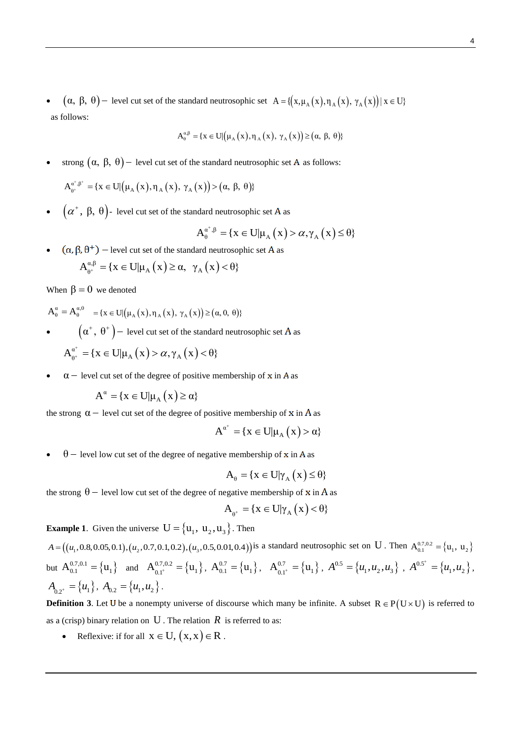- $(\alpha,\ \beta,\ \theta)-$ level cut set of the standard neutrosophic set $A = \{(x, \mu_A(x), \eta_A(x),\ \gamma_A(x)) \mid x \in U\}$ as follows:

$$A_{\theta}^{\alpha,\beta} = \{x \in U | (\mu_A(x), \eta_A(x),\ \gamma_A(x)) \geq (\alpha,\ \beta,\ \theta)\}$$

- strong $(\alpha,\ \beta,\ \theta)-$ level cut set of the standard neutrosophic set $A$ as follows:

$$A_{\theta^+}^{\alpha^+,\beta^+} = \{x \in U | (\mu_A(x), \eta_A(x),\ \gamma_A(x)) > (\alpha,\ \beta,\ \theta)\}$$

- $(\alpha^+,\ \beta,\ \theta)$- level cut set of the standard neutrosophic set $A$ as

$$A_{\theta}^{\alpha^+,\beta} = \{x \in U | \mu_A(x) > \alpha, \gamma_A(x) \leq \theta\}$$

- $(\alpha, \beta, \theta^+)$ $-$ level cut set of the standard neutrosophic set $A$ as

$$A_{\theta^+}^{\alpha,\beta} = \{x \in U | \mu_A(x) \geq \alpha,\ \ \gamma_A(x) < \theta\}$$

When $\beta = 0$ we denoted

$$A_{\theta}^{\alpha} = A_{\theta}^{\alpha,0} = \{x \in U | (\mu_A(x), \eta_A(x),\ \gamma_A(x)) \geq (\alpha,\ 0,\ \theta)\}$$

- $(\alpha^+,\ \theta^+)-$ level cut set of the standard neutrosophic set $A$ as

$$A_{\theta^+}^{\alpha^+} = \{x \in U | \mu_A(x) > \alpha, \gamma_A(x) < \theta\}$$

- $\alpha-$ level cut set of the degree of positive membership of $x$ in $A$ as

$$A^{\alpha} = \{x \in U | \mu_A(x) \geq \alpha\}$$

the strong $\alpha-$ level cut set of the degree of positive membership of $x$ in $A$ as

$$A^{\alpha^+} = \{x \in U | \mu_A(x) > \alpha\}$$

- $\theta-$ level low cut set of the degree of negative membership of $x$ in $A$ as

$$A_{\theta} = \{x \in U | \gamma_A(x) \leq \theta\}$$

the strong $\theta-$ level low cut set of the degree of negative membership of $x$ in $A$ as

$$A_{\theta^+} = \{x \in U | \gamma_A(x) < \theta\}$$

**Example 1**. Given the universe $U = \{u_1,\ u_2, u_3\}$. Then $A = ((u_1, 0.8, 0.05, 0.1), (u_2, 0.7, 0.1, 0.2), (u_3, 0.5, 0.01, 0.4))$ is a standard neutrosophic set on $U$. Then $A_{0.1}^{0.7,0.2} = \{u_1,\ u_2\}$ but $A_{0.1}^{0.7,0.1} = \{u_1\}$ and $A_{0.1^+}^{0.7,0.2} = \{u_1\}$, $A_{0.1}^{0.7} = \{u_1\}$, $A_{0.1^+}^{0.7} = \{u_1\}$, $A^{0.5} = \{u_1, u_2, u_3\}$, $A^{0.5^+} = \{u_1, u_2\}$, $A_{0.2^+} = \{u_1\}$, $A_{0.2} = \{u_1, u_2\}$.

**Definition 3**. Let $U$ be a nonempty universe of discourse which many be infinite. A subset $R \in P(U \times U)$ is referred to as a (crisp) binary relation on $U$. The relation $R$ is referred to as:

- Reflexive: if for all $x \in U,\ (x, x) \in R$.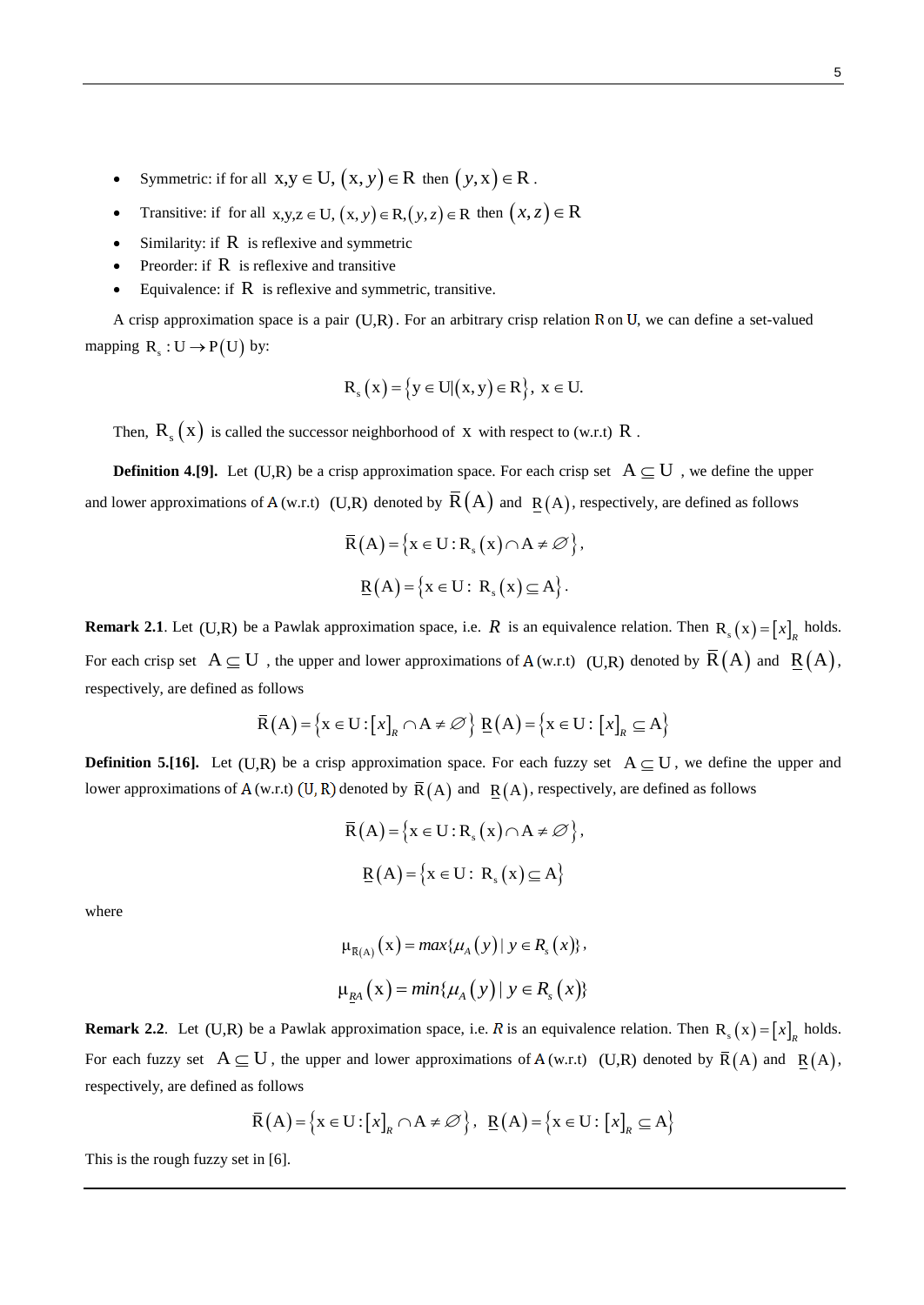- Symmetric: if for all $x, y \in U$, $(x, y) \in R$ then $(y, x) \in R$.
- Transitive: if for all $x, y, z \in U$, $(x, y) \in R, (y, z) \in R$ then $(x, z) \in R$
- Similarity: if $R$ is reflexive and symmetric
- Preorder: if $R$ is reflexive and transitive
- Equivalence: if $R$ is reflexive and symmetric, transitive.

A crisp approximation space is a pair $(U,R)$. For an arbitrary crisp relation $R$ on $U$, we can define a set-valued mapping $R_s : U \rightarrow P(U)$ by:

$$R_s(x) = \{y \in U | (x, y) \in R\},\ x \in U.$$

Then, $R_s(x)$ is called the successor neighborhood of $x$ with respect to (w.r.t) $R$.

**Definition 4.[9].** Let $(U,R)$ be a crisp approximation space. For each crisp set $A \subseteq U$, we define the upper and lower approximations of $A$ (w.r.t) $(U,R)$ denoted by $\overline{R}(A)$ and $\underline{R}(A)$, respectively, are defined as follows

$$\overline{R}(A) = \{x \in U : R_s(x) \cap A \neq \varnothing\},$$

$$\underline{R}(A) = \{x \in U :\ R_s(x) \subseteq A\}.$$

**Remark 2.1**. Let $(U,R)$ be a Pawlak approximation space, i.e. $R$ is an equivalence relation. Then $R_s(x) = [x]_R$ holds. For each crisp set $A \subseteq U$, the upper and lower approximations of $A$ (w.r.t) $(U,R)$ denoted by $\overline{R}(A)$ and $\underline{R}(A)$, respectively, are defined as follows

$$\overline{R}(A) = \{x \in U : [x]_R \cap A \neq \varnothing\}\ \underline{R}(A) = \{x \in U :\ [x]_R \subseteq A\}$$

**Definition 5.[16].** Let $(U,R)$ be a crisp approximation space. For each fuzzy set $A \subseteq U$, we define the upper and lower approximations of $A$ (w.r.t) $(U, R)$ denoted by $\overline{R}(A)$ and $\underline{R}(A)$, respectively, are defined as follows

$$\overline{R}(A) = \{x \in U : R_s(x) \cap A \neq \varnothing\},$$

$$\underline{R}(A) = \{x \in U :\ R_s(x) \subseteq A\}$$

where

$$\mu_{\overline{R}(A)}(x) = max\{\mu_A(y) \mid y \in R_s(x)\},$$

$$\mu_{\underline{R}A}(x) = min\{\mu_A(y) \mid y \in R_s(x)\}$$

**Remark 2.2**. Let $(U,R)$ be a Pawlak approximation space, i.e. $R$ is an equivalence relation. Then $R_s(x) = [x]_R$ holds. For each fuzzy set $A \subseteq U$, the upper and lower approximations of $A$ (w.r.t) $(U,R)$ denoted by $\overline{R}(A)$ and $\underline{R}(A)$, respectively, are defined as follows

$$\overline{R}(A) = \{x \in U : [x]_R \cap A \neq \varnothing\},\ \ \underline{R}(A) = \{x \in U :\ [x]_R \subseteq A\}$$

This is the rough fuzzy set in [6].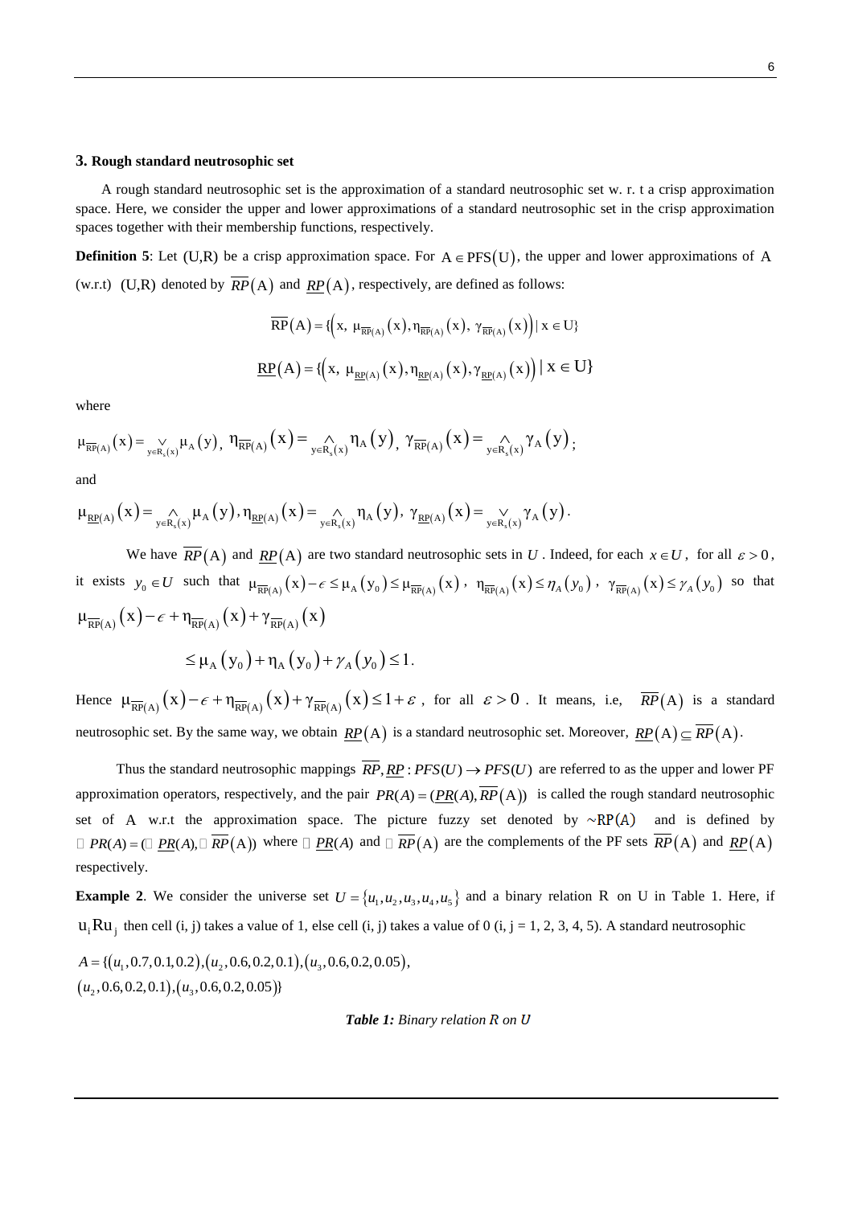## 3. Rough standard neutrosophic set

A rough standard neutrosophic set is the approximation of a standard neutrosophic set w. r. t a crisp approximation space. Here, we consider the upper and lower approximations of a standard neutrosophic set in the crisp approximation spaces together with their membership functions, respectively.

**Definition 5**: Let (U,R) be a crisp approximation space. For $A \in PFS(U)$, the upper and lower approximations of A (w.r.t) (U,R) denoted by $\overline{RP}(A)$ and $\underline{RP}(A)$, respectively, are defined as follows:

$$\overline{RP}(A) = \{(x,\ \mu_{\overline{RP}(A)}(x), \eta_{\overline{RP}(A)}(x),\ \gamma_{\overline{RP}(A)}(x)) \mid x \in U\}$$

$$\underline{RP}(A) = \{(x,\ \mu_{\underline{RP}(A)}(x), \eta_{\underline{RP}(A)}(x), \gamma_{\underline{RP}(A)}(x)) \mid x \in U\}$$

where

$$\mu_{\overline{RP}(A)}(x) = \bigvee_{y \in R_s(x)} \mu_A(y),\ \eta_{\overline{RP}(A)}(x) = \bigwedge_{y \in R_s(x)} \eta_A(y),\ \gamma_{\overline{RP}(A)}(x) = \bigwedge_{y \in R_s(x)} \gamma_A(y);$$

and

$$\mu_{\underline{RP}(A)}(x) = \bigwedge_{y \in R_s(x)} \mu_A(y), \eta_{\underline{RP}(A)}(x) = \bigwedge_{y \in R_s(x)} \eta_A(y),\ \gamma_{\underline{RP}(A)}(x) = \bigvee_{y \in R_s(x)} \gamma_A(y).$$

We have $\overline{RP}(A)$ and $\underline{RP}(A)$ are two standard neutrosophic sets in $U$. Indeed, for each $x \in U$, for all $\varepsilon > 0$, it exists $y_0 \in U$ such that $\mu_{\overline{RP}(A)}(x) - \epsilon \le \mu_A(y_0) \le \mu_{\overline{RP}(A)}(x)$, $\eta_{\overline{RP}(A)}(x) \le \eta_A(y_0)$, $\gamma_{\overline{RP}(A)}(x) \le \gamma_A(y_0)$ so that

$$\mu_{\overline{RP}(A)}(x) - \epsilon + \eta_{\overline{RP}(A)}(x) + \gamma_{\overline{RP}(A)}(x)$$

$$\le \mu_A(y_0) + \eta_A(y_0) + \gamma_A(y_0) \le 1.$$

Hence $\mu_{\overline{RP}(A)}(x) - \epsilon + \eta_{\overline{RP}(A)}(x) + \gamma_{\overline{RP}(A)}(x) \le 1 + \varepsilon$, for all $\varepsilon > 0$. It means, i.e, $\overline{RP}(A)$ is a standard neutrosophic set. By the same way, we obtain $\underline{RP}(A)$ is a standard neutrosophic set. Moreover, $\underline{RP}(A) \subseteq \overline{RP}(A)$.

Thus the standard neutrosophic mappings $\overline{RP}, \underline{RP} : PFS(U) \to PFS(U)$ are referred to as the upper and lower PF approximation operators, respectively, and the pair $PR(A) = (\underline{PR}(A), \overline{RP}(A))$ is called the rough standard neutrosophic set of A w.r.t the approximation space. The picture fuzzy set denoted by $\sim RP(A)$ and is defined by $\sim PR(A) = (\sim \underline{PR}(A), \sim \overline{RP}(A))$ where $\sim \underline{PR}(A)$ and $\sim \overline{RP}(A)$ are the complements of the PF sets $\overline{RP}(A)$ and $\underline{RP}(A)$ respectively.

**Example 2**. We consider the universe set $U = \{u_1, u_2, u_3, u_4, u_5\}$ and a binary relation R on U in Table 1. Here, if $u_i R u_j$ then cell (i, j) takes a value of 1, else cell (i, j) takes a value of 0 (i, j = 1, 2, 3, 4, 5). A standard neutrosophic

$A = \{(u_1, 0.7, 0.1, 0.2), (u_2, 0.6, 0.2, 0.1), (u_3, 0.6, 0.2, 0.05),$
$(u_2, 0.6, 0.2, 0.1), (u_3, 0.6, 0.2, 0.05)\}$

***Table 1:** Binary relation R on U*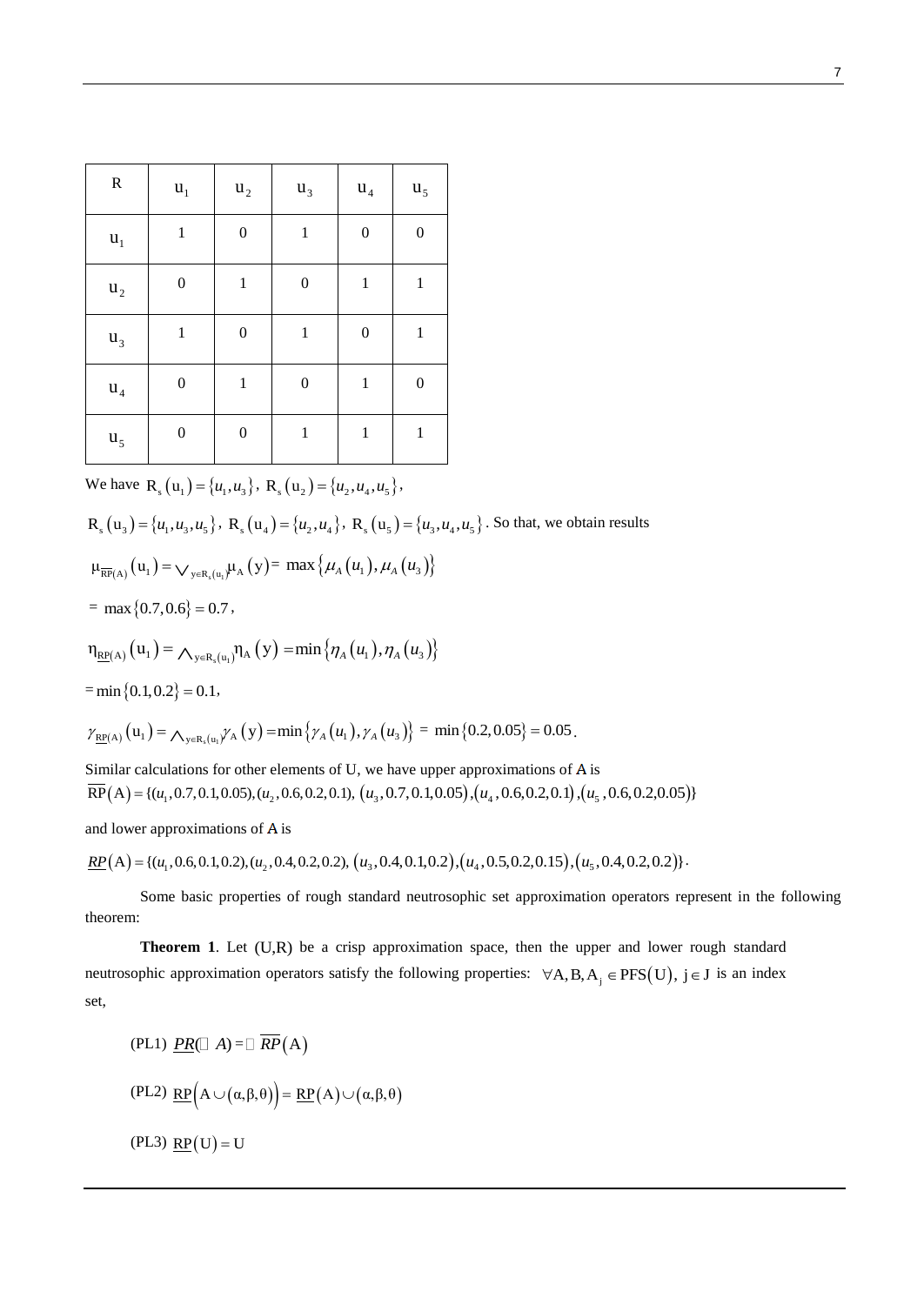| R | $u_1$ | $u_2$ | $u_3$ | $u_4$ | $u_5$ |
|---|---|---|---|---|---|
| $u_1$ | 1 | 0 | 1 | 0 | 0 |
| $u_2$ | 0 | 1 | 0 | 1 | 1 |
| $u_3$ | 1 | 0 | 1 | 0 | 1 |
| $u_4$ | 0 | 1 | 0 | 1 | 0 |
| $u_5$ | 0 | 0 | 1 | 1 | 1 |

We have $R_s(u_1) = \{u_1, u_3\}$, $R_s(u_2) = \{u_2, u_4, u_5\}$,

$R_s(u_3) = \{u_1, u_3, u_5\}$, $R_s(u_4) = \{u_2, u_4\}$, $R_s(u_5) = \{u_3, u_4, u_5\}$. So that, we obtain results

$\mu_{\overline{RP}(A)}(u_1) = \vee_{y \in R_s(u_1)} \mu_A(y) = \max\{\mu_A(u_1), \mu_A(u_3)\}$

$= \max\{0.7, 0.6\} = 0.7$,

$\eta_{\underline{RP}(A)}(u_1) = \wedge_{y \in R_s(u_1)} \eta_A(y) = \min\{\eta_A(u_1), \eta_A(u_3)\}$

$= \min\{0.1, 0.2\} = 0.1$,

$\gamma_{\underline{RP}(A)}(u_1) = \wedge_{y \in R_s(u_1)} \gamma_A(y) = \min\{\gamma_A(u_1), \gamma_A(u_3)\} = \min\{0.2, 0.05\} = 0.05$.

Similar calculations for other elements of U, we have upper approximations of A is
$\overline{RP}(A) = \{(u_1, 0.7, 0.1, 0.05), (u_2, 0.6, 0.2, 0.1), (u_3, 0.7, 0.1, 0.05), (u_4, 0.6, 0.2, 0.1), (u_5, 0.6, 0.2, 0.05)\}$

and lower approximations of A is

$\underline{RP}(A) = \{(u_1, 0.6, 0.1, 0.2), (u_2, 0.4, 0.2, 0.2), (u_3, 0.4, 0.1, 0.2), (u_4, 0.5, 0.2, 0.15), (u_5, 0.4, 0.2, 0.2)\}$.

Some basic properties of rough standard neutrosophic set approximation operators represent in the following theorem:

**Theorem 1**. Let (U,R) be a crisp approximation space, then the upper and lower rough standard neutrosophic approximation operators satisfy the following properties: $\forall A, B, A_j \in PFS(U)$, $j \in J$ is an index set,

(PL1) $\underline{PR}(\sim A) = \sim \overline{RP}(A)$

(PL2) $\underline{RP}\left(A \cup (\alpha, \beta, \theta)\right) = \underline{RP}(A) \cup (\alpha, \beta, \theta)$

(PL3) $\underline{RP}(U) = U$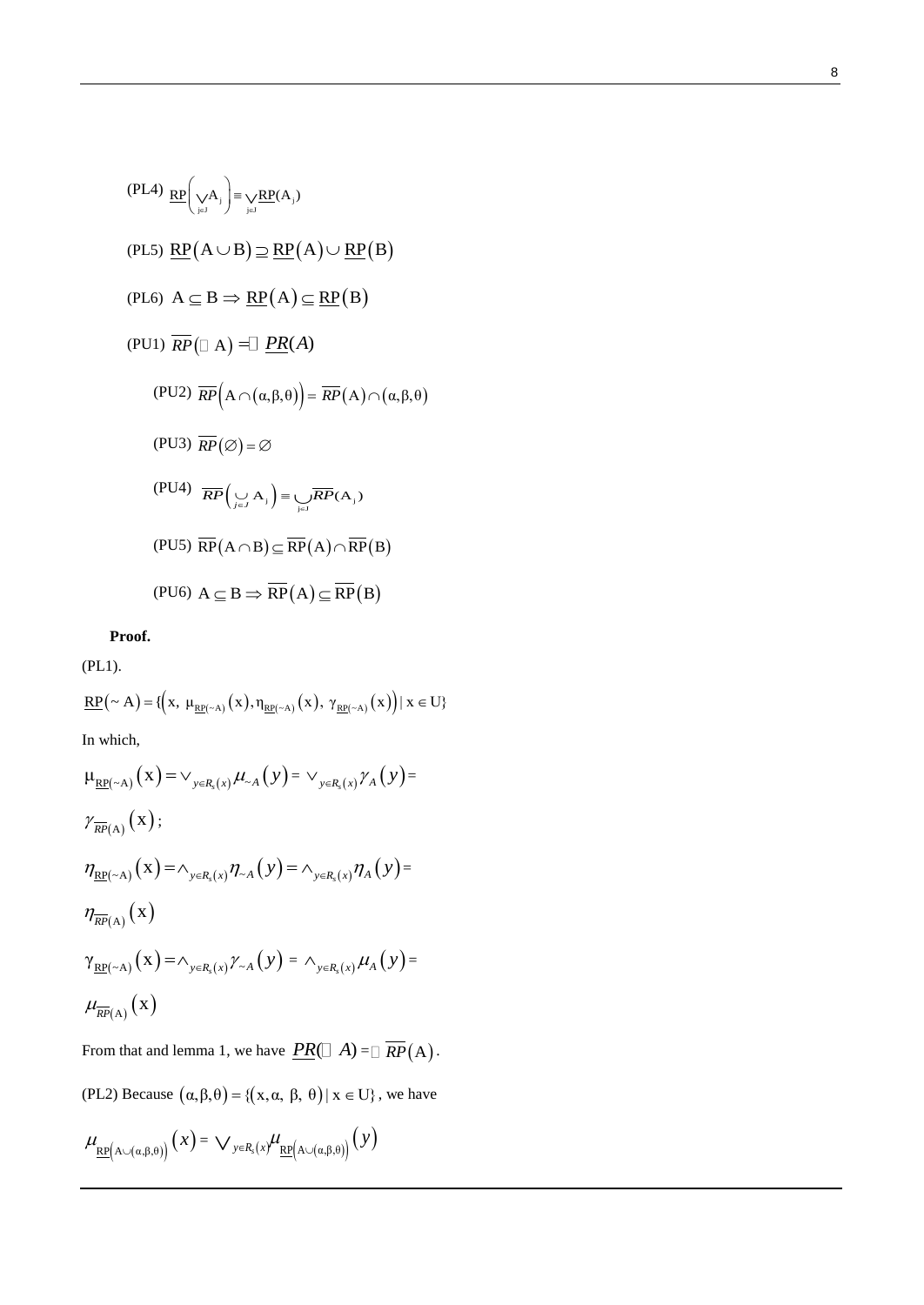(PL4) $\underline{RP}\left(\bigvee_{j\in J} A_j\right) \equiv \bigvee_{j\in J}\underline{RP}(A_j)$

(PL5) $\underline{RP}(A \cup B) \supseteq \underline{RP}(A) \cup \underline{RP}(B)$

(PL6) $A \subseteq B \Rightarrow \underline{RP}(A) \subseteq \underline{RP}(B)$

(PU1) $\overline{RP}(\sim A) = \sim \underline{PR}(A)$

(PU2) $\overline{RP}\left(A \cap (\alpha,\beta,\theta)\right) = \overline{RP}(A) \cap (\alpha,\beta,\theta)$

(PU3) $\overline{RP}(\varnothing) = \varnothing$

(PU4) $\overline{RP}\left(\bigcup_{j\in J} A_j\right) \equiv \bigcup_{j\in J}\overline{RP}(A_j)$

(PU5) $\overline{RP}(A \cap B) \subseteq \overline{RP}(A) \cap \overline{RP}(B)$

(PU6) $A \subseteq B \Rightarrow \overline{RP}(A) \subseteq \overline{RP}(B)$

**Proof.**

(PL1).

$\underline{RP}(\sim A) = \{\left(x,\ \mu_{\underline{RP}(\sim A)}(x), \eta_{\underline{RP}(\sim A)}(x),\ \gamma_{\underline{RP}(\sim A)}(x)\right) \mid x \in U\}$

In which,

$\mu_{\underline{RP}(\sim A)}(x) = \vee_{y\in R_s(x)}\mu_{\sim A}(y) = \vee_{y\in R_s(x)}\gamma_A(y) =$

$\gamma_{\overline{RP}(A)}(x)$;

$\eta_{\underline{RP}(\sim A)}(x) = \wedge_{y\in R_s(x)}\eta_{\sim A}(y) = \wedge_{y\in R_s(x)}\eta_A(y) =$

$\eta_{\overline{RP}(A)}(x)$

$\gamma_{\underline{RP}(\sim A)}(x) = \wedge_{y\in R_s(x)}\gamma_{\sim A}(y) = \wedge_{y\in R_s(x)}\mu_A(y) =$

$\mu_{\overline{RP}(A)}(x)$

From that and lemma 1, we have $\underline{PR}(\sim A) = \sim \overline{RP}(A)$.

(PL2) Because $(\alpha,\beta,\theta) = \{(x, \alpha,\ \beta,\ \theta) \mid x \in U\}$, we have

$\mu_{\underline{RP}\left(A\cup(\alpha,\beta,\theta)\right)}(x) = \bigvee_{y\in R_s(x)}\mu_{\underline{RP}\left(A\cup(\alpha,\beta,\theta)\right)}(y)$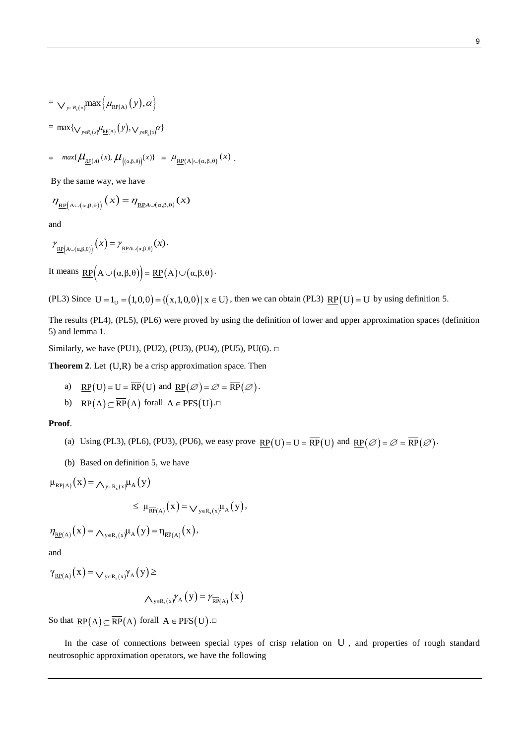$$= \vee_{y \in R_s(x)} \max\left\{\mu_{\underline{RP}(A)}(y), \alpha\right\}$$

$$= \max\{\vee_{y \in R_s(x)} \mu_{\underline{RP}(A)}(y), \vee_{y \in R_s(x)} \alpha\}$$

$$= \max\{\mu_{\underline{RP}(A)}(x), \mu_{((\alpha,\beta,\theta))}(x)\} = \mu_{\underline{RP}(A) \cup (\alpha,\beta,\theta)}(x).$$

By the same way, we have

$$\eta_{\underline{RP}(A \cup (\alpha,\beta,\theta))}(x) = \eta_{\underline{RP}A \cup (\alpha,\beta,\theta)}(x)$$

and

$$\gamma_{\underline{RP}(A \cup (\alpha,\beta,\theta))}(x) = \gamma_{\underline{RP}A \cup (\alpha,\beta,\theta)}(x).$$

It means $\underline{RP}\left(A \cup (\alpha,\beta,\theta)\right) = \underline{RP}(A) \cup (\alpha,\beta,\theta)$.

(PL3) Since $U = 1_U = (1,0,0) = \{(x,1,0,0) \mid x \in U\}$, then we can obtain (PL3) $\underline{RP}(U) = U$ by using definition 5.

The results (PL4), (PL5), (PL6) were proved by using the definition of lower and upper approximation spaces (definition 5) and lemma 1.

Similarly, we have (PU1), (PU2), (PU3), (PU4), (PU5), PU(6). □

**Theorem 2**. Let $(U,R)$ be a crisp approximation space. Then

a) $\underline{RP}(U) = U = \overline{RP}(U)$ and $\underline{RP}(\varnothing) = \varnothing = \overline{RP}(\varnothing)$.

b) $\underline{RP}(A) \subseteq \overline{RP}(A)$ forall $A \in PFS(U)$.□

**Proof**.

(a) Using (PL3), (PL6), (PU3), (PU6), we easy prove $\underline{RP}(U) = U = \overline{RP}(U)$ and $\underline{RP}(\varnothing) = \varnothing = \overline{RP}(\varnothing)$.

(b) Based on definition 5, we have

$$\mu_{\underline{RP}(A)}(x) = \wedge_{y \in R_s(x)} \mu_A(y)$$

$$\leq \mu_{\overline{RP}(A)}(x) = \vee_{y \in R_s(x)} \mu_A(y),$$

$$\eta_{\underline{RP}(A)}(x) = \wedge_{y \in R_s(x)} \mu_A(y) = \eta_{\overline{RP}(A)}(x),$$

and

$$\gamma_{\underline{RP}(A)}(x) = \vee_{y \in R_s(x)} \gamma_A(y) \geq$$

$$\wedge_{y \in R_s(x)} \gamma_A(y) = \gamma_{\overline{RP}(A)}(x)$$

So that $\underline{RP}(A) \subseteq \overline{RP}(A)$ forall $A \in PFS(U)$.□

In the case of connections between special types of crisp relation on $U$, and properties of rough standard neutrosophic approximation operators, we have the following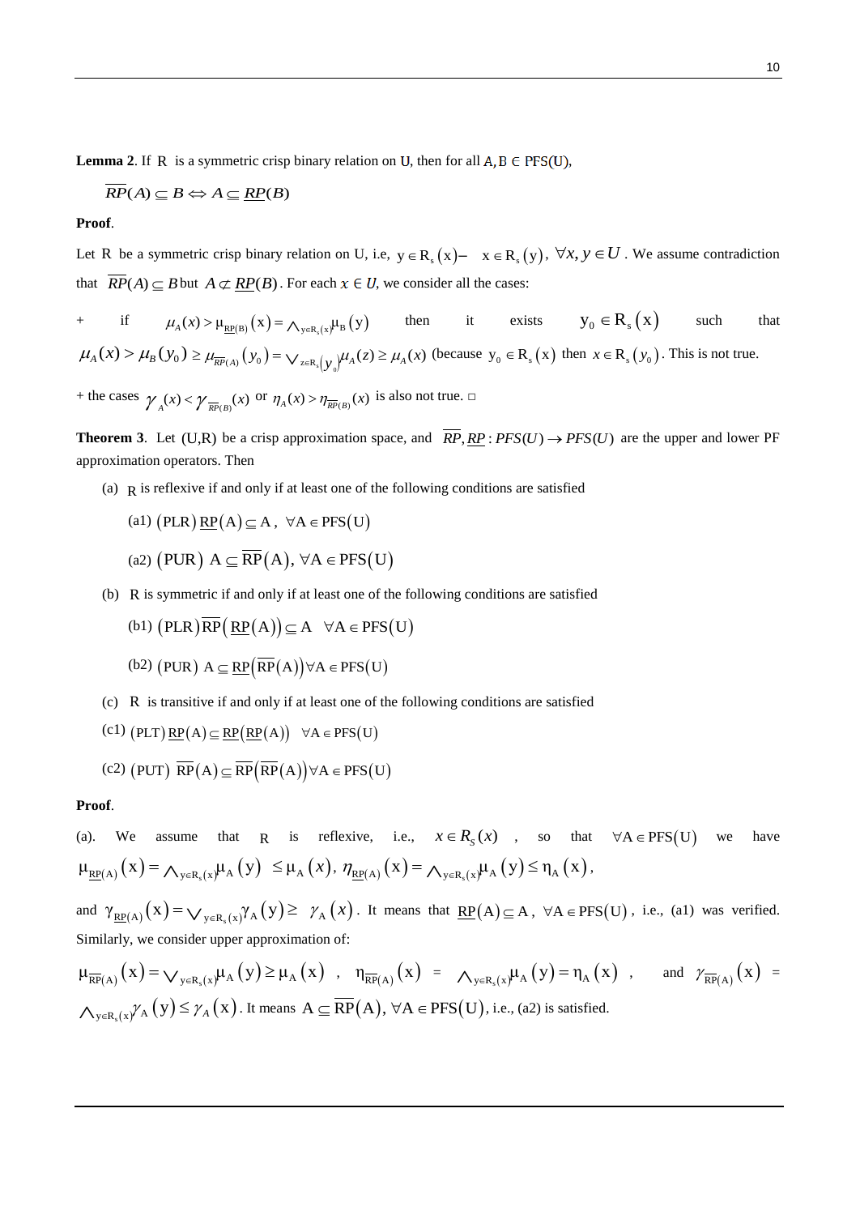**Lemma 2**. If $R$ is a symmetric crisp binary relation on U, then for all $A, B \in PFS(U)$,

$$\overline{RP}(A) \subseteq B \Leftrightarrow A \subseteq \underline{RP}(B)$$

**Proof**.

Let $R$ be a symmetric crisp binary relation on U, i.e, $y \in R_s(x) - x \in R_s(y)$, $\forall x, y \in U$. We assume contradiction that $\overline{RP}(A) \subseteq B$ but $A \not\subset \underline{RP}(B)$. For each $x \in U$, we consider all the cases:

+ if $\mu_A(x) > \mu_{\underline{RP}(B)}(x) = \wedge_{y \in R_s(x)} \mu_B(y)$ then it exists $y_0 \in R_s(x)$ such that $\mu_A(x) > \mu_B(y_0) \geq \mu_{\overline{RP}(A)}(y_0) = \vee_{z \in R_s(y_0)} \mu_A(z) \geq \mu_A(x)$ (because $y_0 \in R_s(x)$ then $x \in R_s(y_0)$. This is not true.

+ the cases $\gamma_A(x) < \gamma_{\overline{RP}(B)}(x)$ or $\eta_A(x) > \eta_{\overline{RP}(B)}(x)$ is also not true. □

**Theorem 3**. Let (U,R) be a crisp approximation space, and $\overline{RP}, \underline{RP} : PFS(U) \to PFS(U)$ are the upper and lower PF approximation operators. Then

(a) $R$ is reflexive if and only if at least one of the following conditions are satisfied

  (a1) $(PLR)\ \underline{RP}(A) \subseteq A$, $\forall A \in PFS(U)$

  (a2) $(PUR)\ A \subseteq \overline{RP}(A)$, $\forall A \in PFS(U)$

(b) R is symmetric if and only if at least one of the following conditions are satisfied

  (b1) $(PLR)\ \overline{RP}(\underline{RP}(A)) \subseteq A \quad \forall A \in PFS(U)$

  (b2) $(PUR)\ A \subseteq \underline{RP}(\overline{RP}(A)) \forall A \in PFS(U)$

(c) R is transitive if and only if at least one of the following conditions are satisfied

(c1) $(PLT)\ \underline{RP}(A) \subseteq \underline{RP}(\underline{RP}(A)) \quad \forall A \in PFS(U)$

(c2) $(PUT)\ \overline{RP}(A) \subseteq \overline{RP}(\overline{RP}(A)) \forall A \in PFS(U)$

**Proof**.

(a). We assume that $R$ is reflexive, i.e., $x \in R_S(x)$, so that $\forall A \in PFS(U)$ we have $\mu_{\underline{RP}(A)}(x) = \wedge_{y \in R_s(x)} \mu_A(y) \leq \mu_A(x)$, $\eta_{\underline{RP}(A)}(x) = \wedge_{y \in R_s(x)} \mu_A(y) \leq \eta_A(x)$,

and $\gamma_{\underline{RP}(A)}(x) = \vee_{y \in R_s(x)} \gamma_A(y) \geq \gamma_A(x)$. It means that $\underline{RP}(A) \subseteq A$, $\forall A \in PFS(U)$, i.e., (a1) was verified. Similarly, we consider upper approximation of:

$\mu_{\overline{RP}(A)}(x) = \vee_{y \in R_s(x)} \mu_A(y) \geq \mu_A(x)$, $\eta_{\overline{RP}(A)}(x) = \wedge_{y \in R_s(x)} \mu_A(y) = \eta_A(x)$, and $\gamma_{\overline{RP}(A)}(x) = \wedge_{y \in R_s(x)} \gamma_A(y) \leq \gamma_A(x)$. It means $A \subseteq \overline{RP}(A)$, $\forall A \in PFS(U)$, i.e., (a2) is satisfied.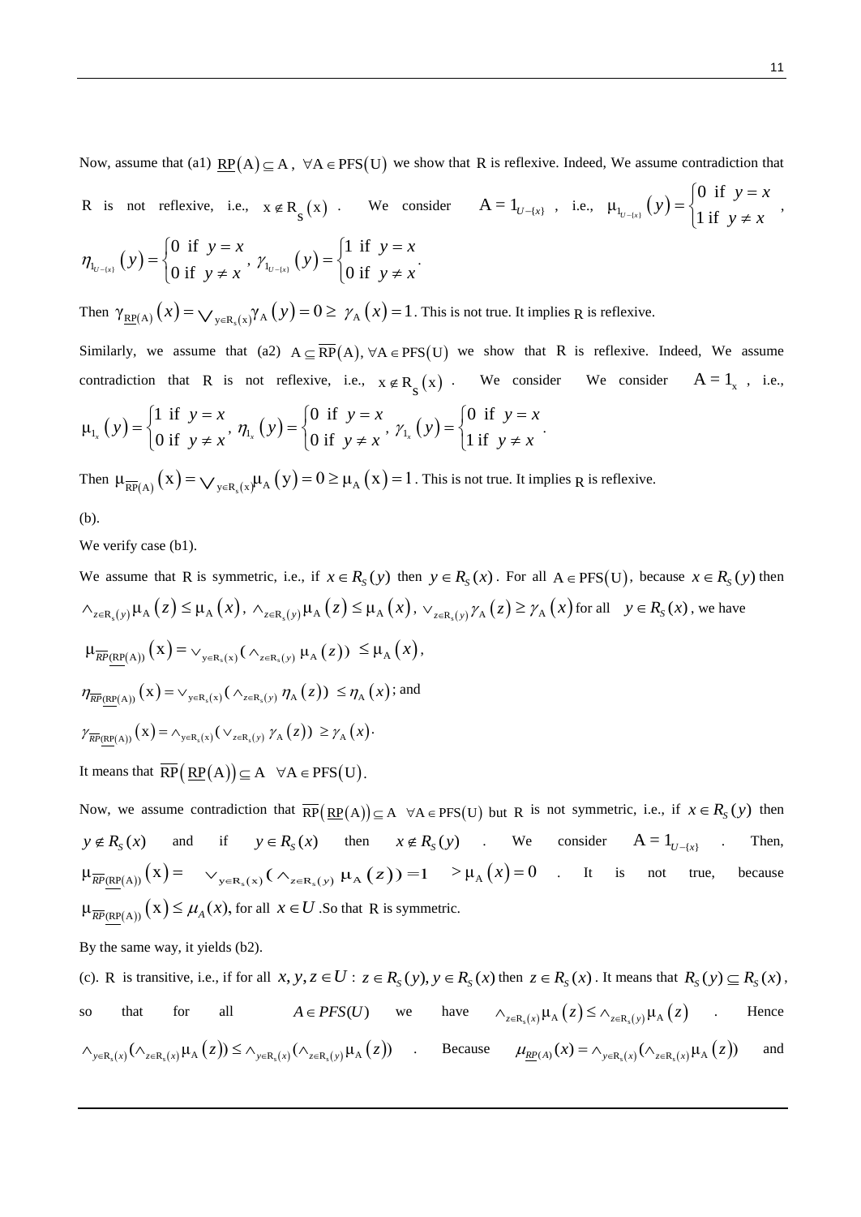Now, assume that (a1) $\underline{RP}(A) \subseteq A$, $\forall A \in PFS(U)$ we show that R is reflexive. Indeed, We assume contradiction that R is not reflexive, i.e., $x \notin R_S(x)$. We consider $A = 1_{U-\{x\}}$, i.e., $\mu_{1_{U-\{x\}}}(y) = \begin{cases} 0 \text{ if } y = x \\ 1 \text{ if } y \neq x \end{cases}$, $\eta_{1_{U-\{x\}}}(y) = \begin{cases} 0 \text{ if } y = x \\ 0 \text{ if } y \neq x \end{cases}$, $\gamma_{1_{U-\{x\}}}(y) = \begin{cases} 1 \text{ if } y = x \\ 0 \text{ if } y \neq x \end{cases}$.

Then $\gamma_{\underline{RP}(A)}(x) = \vee_{y \in R_s(x)} \gamma_A(y) = 0 \geq \gamma_A(x) = 1$. This is not true. It implies R is reflexive.

Similarly, we assume that (a2) $A \subseteq \overline{RP}(A), \forall A \in PFS(U)$ we show that R is reflexive. Indeed, We assume contradiction that R is not reflexive, i.e., $x \notin R_S(x)$. We consider We consider $A = 1_x$, i.e., $\mu_{1_x}(y) = \begin{cases} 1 \text{ if } y = x \\ 0 \text{ if } y \neq x \end{cases}$, $\eta_{1_x}(y) = \begin{cases} 0 \text{ if } y = x \\ 0 \text{ if } y \neq x \end{cases}$, $\gamma_{1_x}(y) = \begin{cases} 0 \text{ if } y = x \\ 1 \text{ if } y \neq x \end{cases}$.

Then $\mu_{\overline{RP}(A)}(x) = \vee_{y \in R_s(x)} \mu_A(y) = 0 \geq \mu_A(x) = 1$. This is not true. It implies R is reflexive.

(b).

We verify case (b1).

We assume that R is symmetric, i.e., if $x \in R_S(y)$ then $y \in R_S(x)$. For all $A \in PFS(U)$, because $x \in R_S(y)$ then $\wedge_{z \in R_s(y)} \mu_A(z) \leq \mu_A(x)$, $\wedge_{z \in R_s(y)} \mu_A(z) \leq \mu_A(x)$, $\vee_{z \in R_s(y)} \gamma_A(z) \geq \gamma_A(x)$ for all $y \in R_S(x)$, we have

$\mu_{\overline{RP}(\underline{RP}(A))}(x) = \vee_{y \in R_s(x)} (\wedge_{z \in R_s(y)} \mu_A(z)) \leq \mu_A(x)$,

$\eta_{\overline{RP}(\underline{RP}(A))}(x) = \vee_{y \in R_s(x)} (\wedge_{z \in R_s(y)} \eta_A(z)) \leq \eta_A(x)$; and

$\gamma_{\overline{RP}(\underline{RP}(A))}(x) = \wedge_{y \in R_s(x)} (\vee_{z \in R_s(y)} \gamma_A(z)) \geq \gamma_A(x)$.

It means that $\overline{RP}(\underline{RP}(A)) \subseteq A \quad \forall A \in PFS(U)$.

Now, we assume contradiction that $\overline{RP}(\underline{RP}(A)) \subseteq A \quad \forall A \in PFS(U)$ but R is not symmetric, i.e., if $x \in R_S(y)$ then $y \notin R_S(x)$ and if $y \in R_S(x)$ then $x \notin R_S(y)$. We consider $A = 1_{U-\{x\}}$. Then, $\mu_{\overline{RP}(\underline{RP}(A))}(x) = \vee_{y \in R_s(x)} (\wedge_{z \in R_s(y)} \mu_A(z)) = 1 > \mu_A(x) = 0$. It is not true, because $\mu_{\overline{RP}(\underline{RP}(A))}(x) \leq \mu_A(x)$, for all $x \in U$. So that R is symmetric.

By the same way, it yields (b2).

(c). R is transitive, i.e., if for all $x, y, z \in U$ : $z \in R_S(y), y \in R_S(x)$ then $z \in R_S(x)$. It means that $R_S(y) \subseteq R_S(x)$, so that for all $A \in PFS(U)$ we have $\wedge_{z \in R_s(x)} \mu_A(z) \leq \wedge_{z \in R_s(y)} \mu_A(z)$. Hence $\wedge_{y \in R_s(x)} (\wedge_{z \in R_s(x)} \mu_A(z)) \leq \wedge_{y \in R_s(x)} (\wedge_{z \in R_s(y)} \mu_A(z))$. Because $\mu_{\underline{RP}(A)}(x) = \wedge_{y \in R_s(x)} (\wedge_{z \in R_s(x)} \mu_A(z))$ and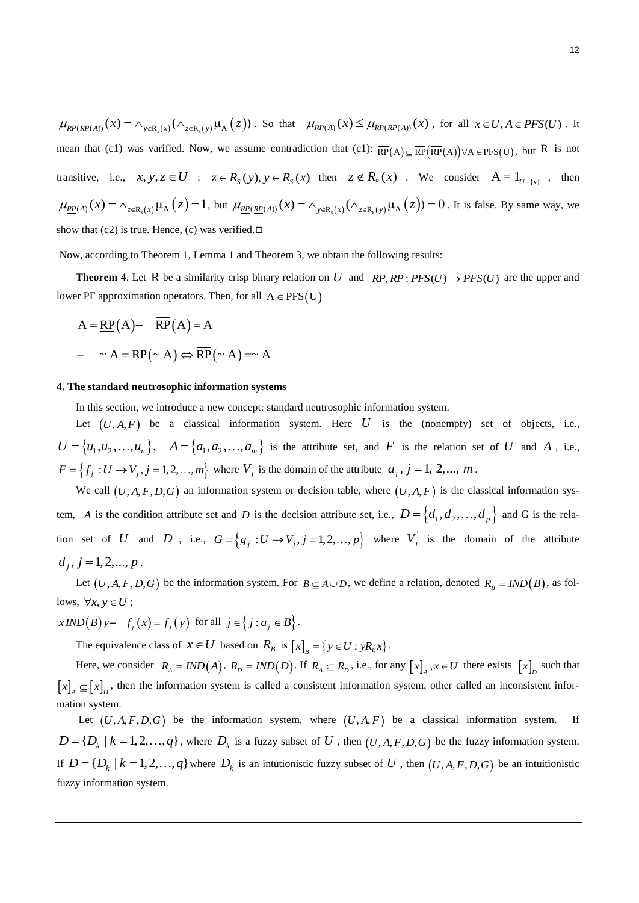$\mu_{\underline{RP}(\underline{RP}(A))}(x) = \wedge_{y\in R_s(x)}(\wedge_{z\in R_s(y)}\mu_A(z))$. So that $\mu_{\underline{RP}(A)}(x) \le \mu_{\underline{RP}(\underline{RP}(A))}(x)$, for all $x \in U, A \in PFS(U)$. It mean that (c1) was varified. Now, we assume contradiction that (c1): $\overline{RP}(A) \subseteq \overline{RP}(\overline{RP}(A)) \forall A \in PFS(U)$, but R is not transitive, i.e., $x, y, z \in U$ : $z \in R_S(y), y \in R_S(x)$ then $z \notin R_S(x)$. We consider $A = 1_{U-\{x\}}$, then $\mu_{\underline{RP}(A)}(x) = \wedge_{z\in R_s(x)}\mu_A(z) = 1$, but $\mu_{\underline{RP}(\underline{RP}(A))}(x) = \wedge_{y\in R_s(x)}(\wedge_{z\in R_s(y)}\mu_A(z)) = 0$. It is false. By same way, we show that (c2) is true. Hence, (c) was verified.□

Now, according to Theorem 1, Lemma 1 and Theorem 3, we obtain the following results:

**Theorem 4**. Let R be a similarity crisp binary relation on $U$ and $\overline{RP}, \underline{RP} : PFS(U) \to PFS(U)$ are the upper and lower PF approximation operators. Then, for all $A \in PFS(U)$

$$A = \underline{RP}(A) - \quad \overline{RP}(A) = A$$

$$- \quad \sim A = \underline{RP}(\sim A) \Leftrightarrow \overline{RP}(\sim A) = \sim A$$

## 4. The standard neutrosophic information systems

In this section, we introduce a new concept: standard neutrosophic information system.

Let $(U, A, F)$ be a classical information system. Here $U$ is the (nonempty) set of objects, i.e., $U = \{u_1, u_2, \ldots, u_n\}$, $A = \{a_1, a_2, \ldots, a_m\}$ is the attribute set, and $F$ is the relation set of $U$ and $A$, i.e., $F = \{f_j : U \to V_j, j = 1, 2, \ldots, m\}$ where $V_j$ is the domain of the attribute $a_j, j = 1, 2, ..., m$.

We call $(U, A, F, D, G)$ an information system or decision table, where $(U, A, F)$ is the classical information system, $A$ is the condition attribute set and $D$ is the decision attribute set, i.e., $D = \{d_1, d_2, \ldots, d_p\}$ and G is the relation set of $U$ and $D$, i.e., $G = \{g_j : U \to V_j^{'}, j = 1, 2, \ldots, p\}$ where $V_j^{'}$ is the domain of the attribute $d_j, j = 1, 2, ..., p$.

Let $(U, A, F, D, G)$ be the information system. For $B \subseteq A \cup D$, we define a relation, denoted $R_B = IND(B)$, as follows, $\forall x, y \in U$ :

$x IND(B) y - \quad f_j(x) = f_j(y)$ for all $j \in \{j : a_j \in B\}$.

The equivalence class of $x \in U$ based on $R_B$ is $[x]_B = \{y \in U : yR_B x\}$.

Here, we consider $R_A = IND(A)$, $R_D = IND(D)$. If $R_A \subseteq R_D$, i.e., for any $[x]_A, x \in U$ there exists $[x]_D$ such that $[x]_A \subseteq [x]_D$, then the information system is called a consistent information system, other called an inconsistent information system.

Let $(U, A, F, D, G)$ be the information system, where $(U, A, F)$ be a classical information system. If $D = \{D_k \mid k = 1, 2, \ldots, q\}$, where $D_k$ is a fuzzy subset of $U$, then $(U, A, F, D, G)$ be the fuzzy information system. If $D = \{D_k \mid k = 1, 2, \ldots, q\}$ where $D_k$ is an intutionistic fuzzy subset of $U$, then $(U, A, F, D, G)$ be an intuitionistic fuzzy information system.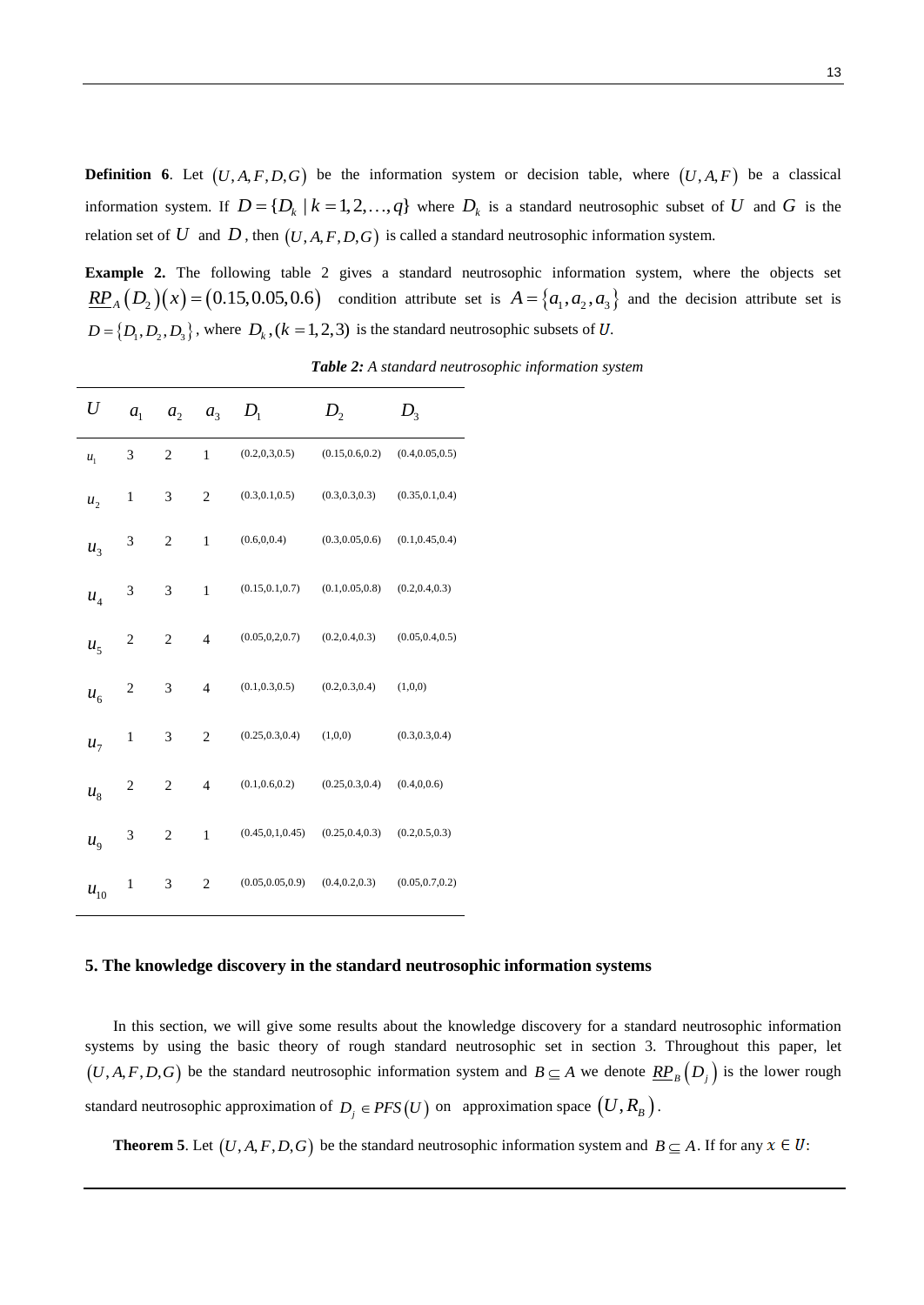**Definition 6**. Let $(U, A, F, D, G)$ be the information system or decision table, where $(U, A, F)$ be a classical information system. If $D = \{D_k \mid k = 1, 2, \ldots, q\}$ where $D_k$ is a standard neutrosophic subset of $U$ and $G$ is the relation set of $U$ and $D$, then $(U, A, F, D, G)$ is called a standard neutrosophic information system.

**Example 2.** The following table 2 gives a standard neutrosophic information system, where the objects set $\underline{RP}_A(D_2)(x) = (0.15, 0.05, 0.6)$ condition attribute set is $A = \{a_1, a_2, a_3\}$ and the decision attribute set is $D = \{D_1, D_2, D_3\}$, where $D_k, (k = 1, 2, 3)$ is the standard neutrosophic subsets of $U$.

***Table 2:*** *A standard neutrosophic information system*

| $U$ | $a_1$ | $a_2$ | $a_3$ | $D_1$ | $D_2$ | $D_3$ |
|---|---|---|---|---|---|---|
| $u_1$ | 3 | 2 | 1 | (0.2,0,3,0.5) | (0.15,0.6,0.2) | (0.4,0.05,0.5) |
| $u_2$ | 1 | 3 | 2 | (0.3,0.1,0.5) | (0.3,0.3,0.3) | (0.35,0.1,0.4) |
| $u_3$ | 3 | 2 | 1 | (0.6,0,0.4) | (0.3,0.05,0.6) | (0.1,0.45,0.4) |
| $u_4$ | 3 | 3 | 1 | (0.15,0.1,0.7) | (0.1,0.05,0.8) | (0.2,0.4,0.3) |
| $u_5$ | 2 | 2 | 4 | (0.05,0,2,0.7) | (0.2,0.4,0.3) | (0.05,0.4,0.5) |
| $u_6$ | 2 | 3 | 4 | (0.1,0.3,0.5) | (0.2,0.3,0.4) | (1,0,0) |
| $u_7$ | 1 | 3 | 2 | (0.25,0.3,0.4) | (1,0,0) | (0.3,0.3,0.4) |
| $u_8$ | 2 | 2 | 4 | (0.1,0.6,0.2) | (0.25,0.3,0.4) | (0.4,0,0.6) |
| $u_9$ | 3 | 2 | 1 | (0.45,0,1,0.45) | (0.25,0.4,0.3) | (0.2,0.5,0.3) |
| $u_{10}$ | 1 | 3 | 2 | (0.05,0.05,0.9) | (0.4,0.2,0.3) | (0.05,0.7,0.2) |

## 5. The knowledge discovery in the standard neutrosophic information systems

In this section, we will give some results about the knowledge discovery for a standard neutrosophic information systems by using the basic theory of rough standard neutrosophic set in section 3. Throughout this paper, let $(U, A, F, D, G)$ be the standard neutrosophic information system and $B \subseteq A$ we denote $\underline{RP}_B(D_j)$ is the lower rough standard neutrosophic approximation of $D_j \in PFS(U)$ on approximation space $(U, R_B)$.

**Theorem 5**. Let $(U, A, F, D, G)$ be the standard neutrosophic information system and $B \subseteq A$. If for any $x \in U$: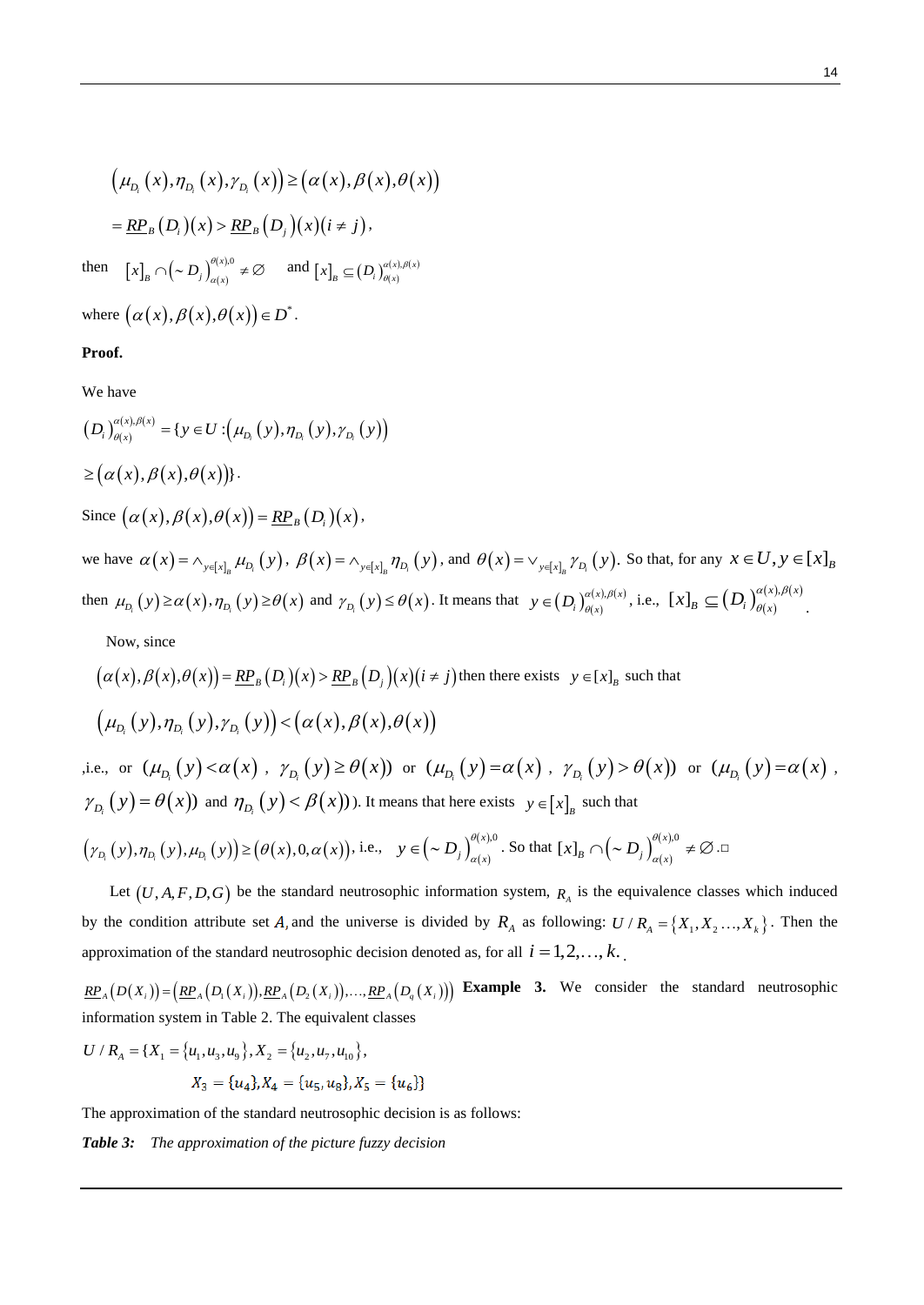$$\left(\mu_{D_i}(x),\eta_{D_i}(x),\gamma_{D_i}(x)\right)\geq\left(\alpha(x),\beta(x),\theta(x)\right)$$

$$=\underline{RP}_B(D_i)(x)>\underline{RP}_B(D_j)(x)(i\neq j),$$

then $[x]_B\cap\left(\sim D_j\right)_{\alpha(x)}^{\theta(x),0}\neq\varnothing$ and $[x]_B\subseteq\left(D_i\right)_{\theta(x)}^{\alpha(x),\beta(x)}$

where $\left(\alpha(x),\beta(x),\theta(x)\right)\in D^*$.

**Proof.**

We have

$$\left(D_i\right)_{\theta(x)}^{\alpha(x),\beta(x)}=\{y\in U:\left(\mu_{D_i}(y),\eta_{D_i}(y),\gamma_{D_i}(y)\right)$$

$$\geq\left(\alpha(x),\beta(x),\theta(x)\right)\}.$$

Since $\left(\alpha(x),\beta(x),\theta(x)\right)=\underline{RP}_B(D_i)(x)$,

we have $\alpha(x)=\wedge_{y\in[x]_B}\mu_{D_i}(y)$, $\beta(x)=\wedge_{y\in[x]_B}\eta_{D_i}(y)$, and $\theta(x)=\vee_{y\in[x]_B}\gamma_{D_i}(y)$. So that, for any $x\in U,y\in[x]_B$ then $\mu_{D_i}(y)\geq\alpha(x),\eta_{D_i}(y)\geq\theta(x)$ and $\gamma_{D_i}(y)\leq\theta(x)$. It means that $y\in\left(D_i\right)_{\theta(x)}^{\alpha(x),\beta(x)}$, i.e., $[x]_B\subseteq\left(D_i\right)_{\theta(x)}^{\alpha(x),\beta(x)}$.

Now, since

$\left(\alpha(x),\beta(x),\theta(x)\right)=\underline{RP}_B(D_i)(x)>\underline{RP}_B(D_j)(x)(i\neq j)$ then there exists $y\in[x]_B$ such that

$$\left(\mu_{D_i}(y),\eta_{D_i}(y),\gamma_{D_i}(y)\right)<\left(\alpha(x),\beta(x),\theta(x)\right)$$

,i.e., or $(\mu_{D_i}(y)<\alpha(x)$ , $\gamma_{D_i}(y)\geq\theta(x))$ or $(\mu_{D_i}(y)=\alpha(x)$ , $\gamma_{D_i}(y)>\theta(x))$ or $(\mu_{D_i}(y)=\alpha(x)$ , $\gamma_{D_i}(y)=\theta(x))$ and $\eta_{D_i}(y)<\beta(x))$). It means that here exists $y\in[x]_B$ such that

$\left(\gamma_{D_i}(y),\eta_{D_i}(y),\mu_{D_i}(y)\right)\geq\left(\theta(x),0,\alpha(x)\right)$, i.e., $y\in\left(\sim D_j\right)_{\alpha(x)}^{\theta(x),0}$. So that $[x]_B\cap\left(\sim D_j\right)_{\alpha(x)}^{\theta(x),0}\neq\varnothing$.□

Let $(U,A,F,D,G)$ be the standard neutrosophic information system, $R_A$ is the equivalence classes which induced by the condition attribute set $A$, and the universe is divided by $R_A$ as following: $U/R_A=\{X_1,X_2\ldots,X_k\}$. Then the approximation of the standard neutrosophic decision denoted as, for all $i=1,2,\ldots,k.$

$\underline{RP}_A(D(X_i))=\left(\underline{RP}_A(D_1(X_i)),\underline{RP}_A(D_2(X_i)),\ldots,\underline{RP}_A(D_q(X_i))\right)$ **Example 3.** We consider the standard neutrosophic information system in Table 2. The equivalent classes

$$U/R_A=\{X_1=\{u_1,u_3,u_9\},X_2=\{u_2,u_7,u_{10}\},$$

$$X_3=\{u_4\},X_4=\{u_5,u_8\},X_5=\{u_6\}\}$$

The approximation of the standard neutrosophic decision is as follows:

***Table 3:*** *The approximation of the picture fuzzy decision*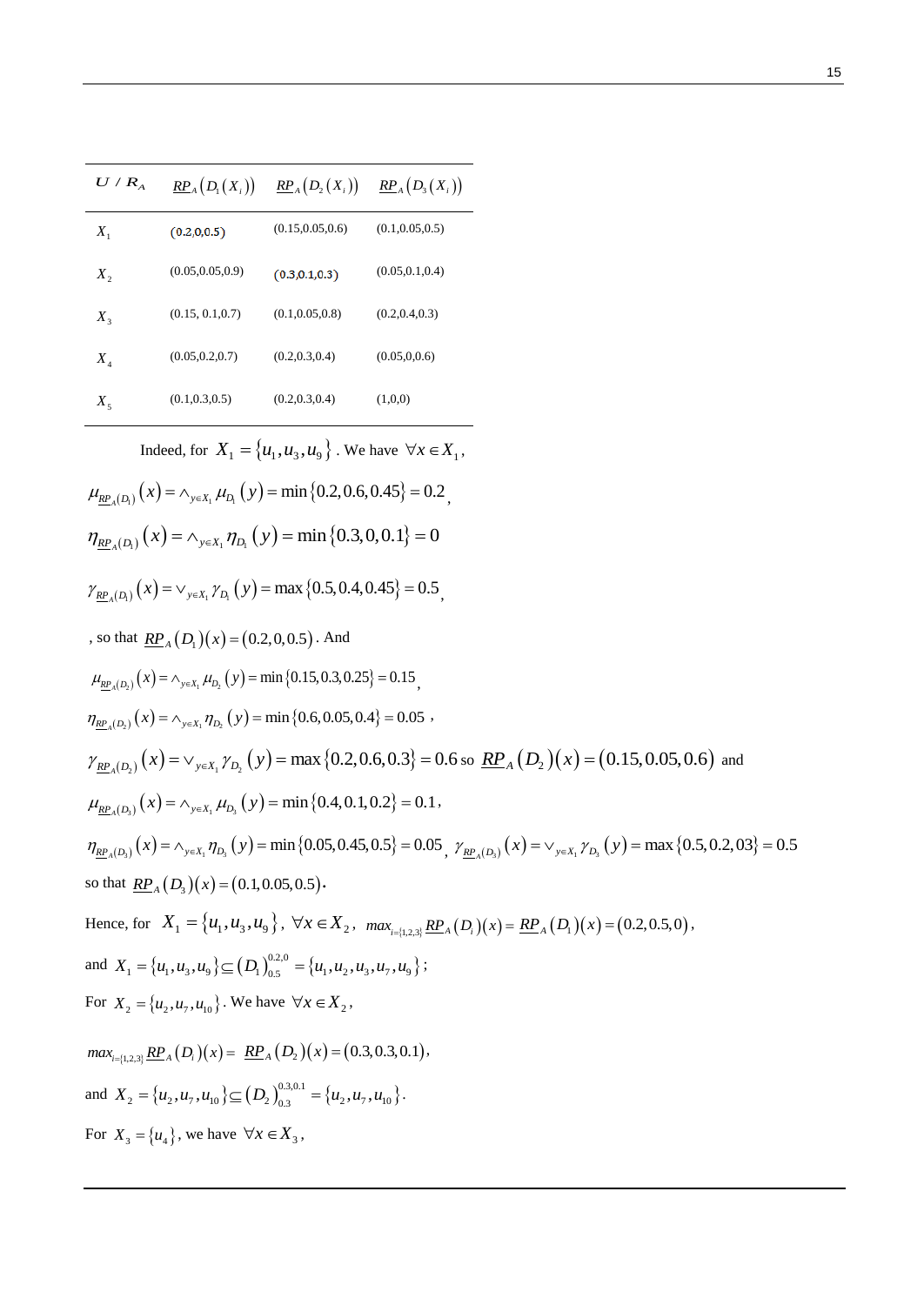| $U / R_A$ | $\underline{RP}_A(D_1(X_i))$ | $\underline{RP}_A(D_2(X_i))$ | $\underline{RP}_A(D_3(X_i))$ |
|---|---|---|---|
| $X_1$ | (0.2,0,0.5) | (0.15,0.05,0.6) | (0.1,0.05,0.5) |
| $X_2$ | (0.05,0.05,0.9) | (0.3,0.1,0.3) | (0.05,0.1,0.4) |
| $X_3$ | (0.15, 0.1,0.7) | (0.1,0.05,0.8) | (0.2,0.4,0.3) |
| $X_4$ | (0.05,0.2,0.7) | (0.2,0.3,0.4) | (0.05,0,0.6) |
| $X_5$ | (0.1,0.3,0.5) | (0.2,0.3,0.4) | (1,0,0) |

Indeed, for $X_1 = \{u_1, u_3, u_9\}$. We have $\forall x \in X_1$,

$\mu_{\underline{RP}_A(D_1)}(x) = \wedge_{y \in X_1} \mu_{D_1}(y) = \min\{0.2, 0.6, 0.45\} = 0.2$,

$\eta_{\underline{RP}_A(D_1)}(x) = \wedge_{y \in X_1} \eta_{D_1}(y) = \min\{0.3, 0, 0.1\} = 0$

$\gamma_{\underline{RP}_A(D_1)}(x) = \vee_{y \in X_1} \gamma_{D_1}(y) = \max\{0.5, 0.4, 0.45\} = 0.5$,

, so that $\underline{RP}_A(D_1)(x) = (0.2, 0, 0.5)$. And

$\mu_{\underline{RP}_A(D_2)}(x) = \wedge_{y \in X_1} \mu_{D_2}(y) = \min\{0.15, 0.3, 0.25\} = 0.15$,

$\eta_{\underline{RP}_A(D_2)}(x) = \wedge_{y \in X_1} \eta_{D_2}(y) = \min\{0.6, 0.05, 0.4\} = 0.05$ ,

$\gamma_{\underline{RP}_A(D_2)}(x) = \vee_{y \in X_1} \gamma_{D_2}(y) = \max\{0.2, 0.6, 0.3\} = 0.6$ so $\underline{RP}_A(D_2)(x) = (0.15, 0.05, 0.6)$ and

$\mu_{\underline{RP}_A(D_3)}(x) = \wedge_{y \in X_1} \mu_{D_3}(y) = \min\{0.4, 0.1, 0.2\} = 0.1$,

$\eta_{\underline{RP}_A(D_3)}(x) = \wedge_{y \in X_1} \eta_{D_3}(y) = \min\{0.05, 0.45, 0.5\} = 0.05$, $\gamma_{\underline{RP}_A(D_3)}(x) = \vee_{y \in X_1} \gamma_{D_3}(y) = \max\{0.5, 0.2, 03\} = 0.5$

so that $\underline{RP}_A(D_3)(x) = (0.1, 0.05, 0.5)$.

Hence, for $X_1 = \{u_1, u_3, u_9\}$, $\forall x \in X_2$, $max_{i=\{1,2,3\}} \underline{RP}_A(D_i)(x) = \underline{RP}_A(D_1)(x) = (0.2, 0.5, 0)$,

and $X_1 = \{u_1, u_3, u_9\} \subseteq (D_1)_{0.5}^{0.2,0} = \{u_1, u_2, u_3, u_7, u_9\}$;

For $X_2 = \{u_2, u_7, u_{10}\}$. We have $\forall x \in X_2$,

$max_{i=\{1,2,3\}} \underline{RP}_A(D_i)(x) = \underline{RP}_A(D_2)(x) = (0.3, 0.3, 0.1)$,

and $X_2 = \{u_2, u_7, u_{10}\} \subseteq (D_2)_{0.3}^{0.3,0.1} = \{u_2, u_7, u_{10}\}$.

For $X_3 = \{u_4\}$, we have $\forall x \in X_3$,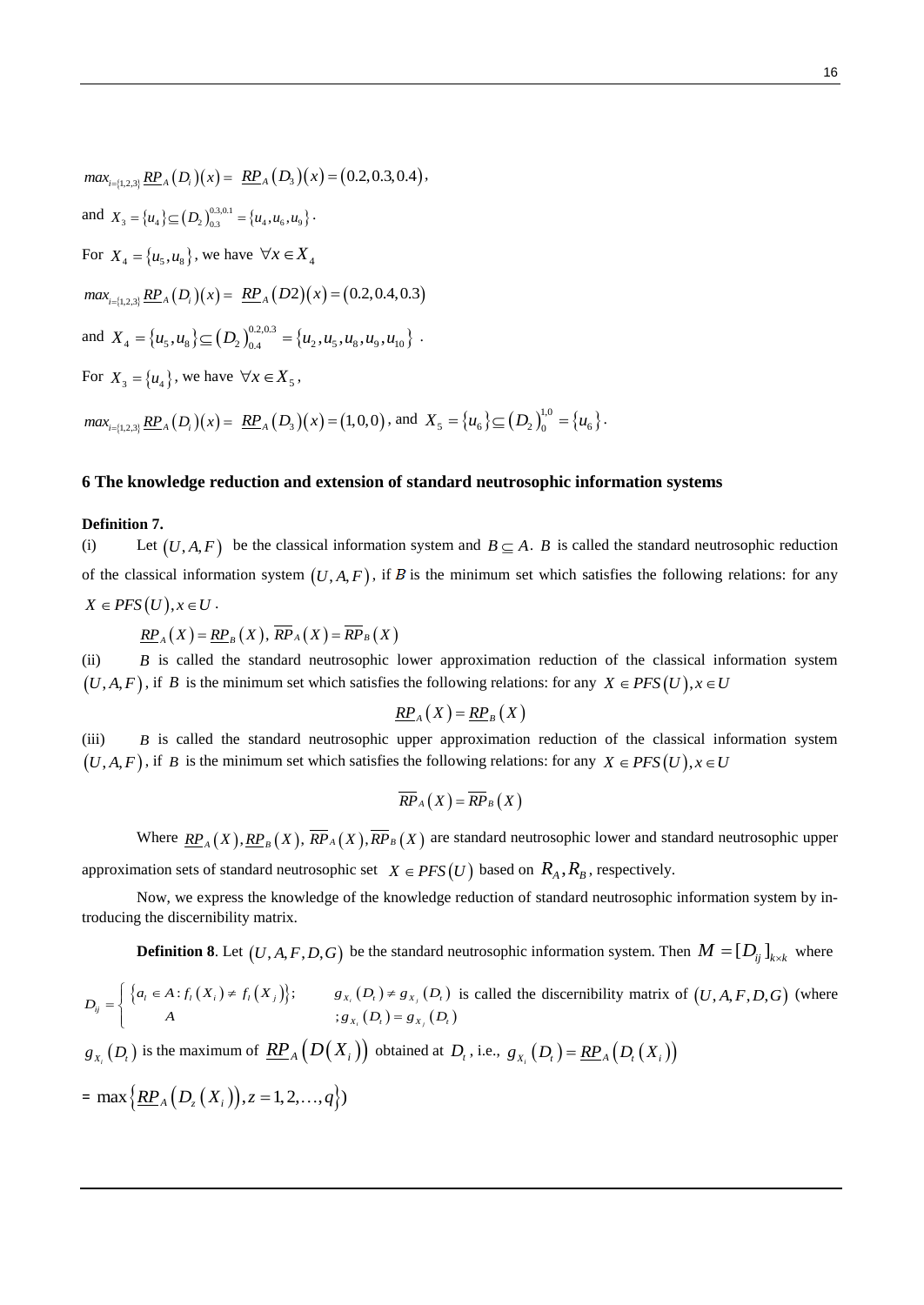$max_{i=\{1,2,3\}} \underline{RP}_A(D_i)(x) = \underline{RP}_A(D_3)(x) = (0.2, 0.3, 0.4)$,

and $X_3 = \{u_4\} \subseteq (D_2)_{0.3}^{0.3,0.1} = \{u_4, u_6, u_9\}$.

For $X_4 = \{u_5, u_8\}$, we have $\forall x \in X_4$

$max_{i=\{1,2,3\}} \underline{RP}_A(D_i)(x) = \underline{RP}_A(D2)(x) = (0.2, 0.4, 0.3)$

and $X_4 = \{u_5, u_8\} \subseteq (D_2)_{0.4}^{0.2,0.3} = \{u_2, u_5, u_8, u_9, u_{10}\}$ .

For $X_3 = \{u_4\}$, we have $\forall x \in X_5$,

$max_{i=\{1,2,3\}} \underline{RP}_A(D_i)(x) = \underline{RP}_A(D_3)(x) = (1,0,0)$, and $X_5 = \{u_6\} \subseteq (D_2)_0^{1,0} = \{u_6\}$.

## 6 The knowledge reduction and extension of standard neutrosophic information systems

**Definition 7.**

(i) Let $(U, A, F)$ be the classical information system and $B \subseteq A$. $B$ is called the standard neutrosophic reduction of the classical information system $(U, A, F)$, if $B$ is the minimum set which satisfies the following relations: for any $X \in PFS(U), x \in U$.

$$\underline{RP}_A(X) = \underline{RP}_B(X),\ \overline{RP}_A(X) = \overline{RP}_B(X)$$

(ii) $B$ is called the standard neutrosophic lower approximation reduction of the classical information system $(U, A, F)$, if $B$ is the minimum set which satisfies the following relations: for any $X \in PFS(U), x \in U$

$$\underline{RP}_A(X) = \underline{RP}_B(X)$$

(iii) $B$ is called the standard neutrosophic upper approximation reduction of the classical information system $(U, A, F)$, if $B$ is the minimum set which satisfies the following relations: for any $X \in PFS(U), x \in U$

$$\overline{RP}_A(X) = \overline{RP}_B(X)$$

Where $\underline{RP}_A(X), \underline{RP}_B(X),\ \overline{RP}_A(X), \overline{RP}_B(X)$ are standard neutrosophic lower and standard neutrosophic upper approximation sets of standard neutrosophic set $X \in PFS(U)$ based on $R_A, R_B$, respectively.

Now, we express the knowledge of the knowledge reduction of standard neutrosophic information system by introducing the discernibility matrix.

**Definition 8**. Let $(U, A, F, D, G)$ be the standard neutrosophic information system. Then $M = [D_{ij}]_{k \times k}$ where

$$D_{ij} = \begin{cases} \{a_l \in A : f_l(X_i) \neq f_l(X_j)\}; & g_{X_i}(D_t) \neq g_{X_j}(D_t) \\ A & ; g_{X_i}(D_t) = g_{X_j}(D_t) \end{cases}$$

is called the discernibility matrix of $(U, A, F, D, G)$ (where $g_{X_i}(D_t)$ is the maximum of $\underline{RP}_A(D(X_i))$ obtained at $D_t$, i.e., $g_{X_i}(D_t) = \underline{RP}_A(D_t(X_i))$ $= \max\{\underline{RP}_A(D_z(X_i)), z = 1, 2, \ldots, q\}$)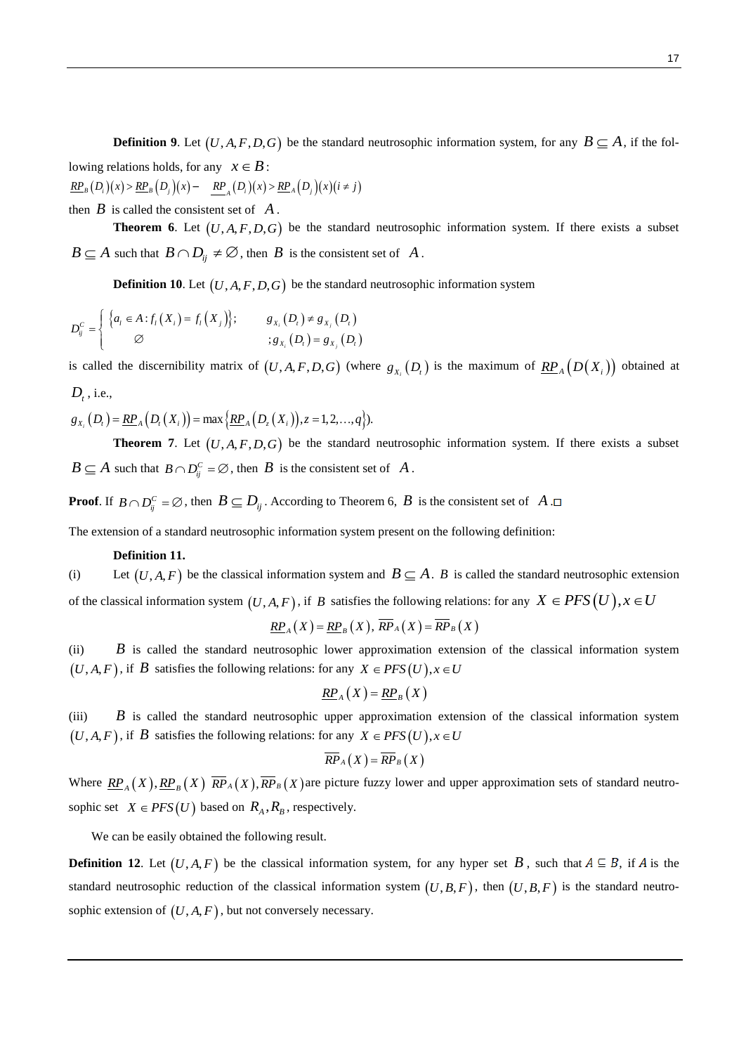**Definition 9**. Let $(U, A, F, D, G)$ be the standard neutrosophic information system, for any $B \subseteq A$, if the following relations holds, for any $x \in B$:

$\underline{RP}_B(D_i)(x) > \underline{RP}_B(D_j)(x) - \underline{RP}_A(D_i)(x) > \underline{RP}_A(D_j)(x)(i \neq j)$

then $B$ is called the consistent set of $A$.

**Theorem 6**. Let $(U, A, F, D, G)$ be the standard neutrosophic information system. If there exists a subset $B \subseteq A$ such that $B \cap D_{ij} \neq \varnothing$, then $B$ is the consistent set of $A$.

**Definition 10**. Let $(U, A, F, D, G)$ be the standard neutrosophic information system

$$D_{ij}^C = \begin{cases} \{a_l \in A : f_l(X_i) = f_l(X_j)\}; & g_{X_i}(D_t) \neq g_{X_j}(D_t) \\ \varnothing & ; g_{X_i}(D_t) = g_{X_j}(D_t) \end{cases}$$

is called the discernibility matrix of $(U, A, F, D, G)$ (where $g_{X_i}(D_t)$ is the maximum of $\underline{RP}_A(D(X_i))$ obtained at $D_t$, i.e.,

$g_{X_i}(D_t) = \underline{RP}_A(D_t(X_i)) = \max\{\underline{RP}_A(D_z(X_i)), z = 1, 2, \ldots, q\}$).

**Theorem 7**. Let $(U, A, F, D, G)$ be the standard neutrosophic information system. If there exists a subset $B \subseteq A$ such that $B \cap D_{ij}^C = \varnothing$, then $B$ is the consistent set of $A$.

**Proof**. If $B \cap D_{ij}^C = \varnothing$, then $B \subseteq D_{ij}$. According to Theorem 6, $B$ is the consistent set of $A$.□

The extension of a standard neutrosophic information system present on the following definition:

**Definition 11.**

(i) Let $(U, A, F)$ be the classical information system and $B \subseteq A$. $B$ is called the standard neutrosophic extension of the classical information system $(U, A, F)$, if $B$ satisfies the following relations: for any $X \in PFS(U), x \in U$

$$\underline{RP}_A(X) = \underline{RP}_B(X),\ \overline{RP}_A(X) = \overline{RP}_B(X)$$

(ii) $B$ is called the standard neutrosophic lower approximation extension of the classical information system $(U, A, F)$, if $B$ satisfies the following relations: for any $X \in PFS(U), x \in U$

$$\underline{RP}_A(X) = \underline{RP}_B(X)$$

(iii) $B$ is called the standard neutrosophic upper approximation extension of the classical information system $(U, A, F)$, if $B$ satisfies the following relations: for any $X \in PFS(U), x \in U$

$$\overline{RP}_A(X) = \overline{RP}_B(X)$$

Where $\underline{RP}_A(X), \underline{RP}_B(X)$ $\overline{RP}_A(X), \overline{RP}_B(X)$ are picture fuzzy lower and upper approximation sets of standard neutrosophic set $X \in PFS(U)$ based on $R_A, R_B$, respectively.

We can be easily obtained the following result.

**Definition 12**. Let $(U, A, F)$ be the classical information system, for any hyper set $B$, such that $A \subseteq B$, if $A$ is the standard neutrosophic reduction of the classical information system $(U, B, F)$, then $(U, B, F)$ is the standard neutrosophic extension of $(U, A, F)$, but not conversely necessary.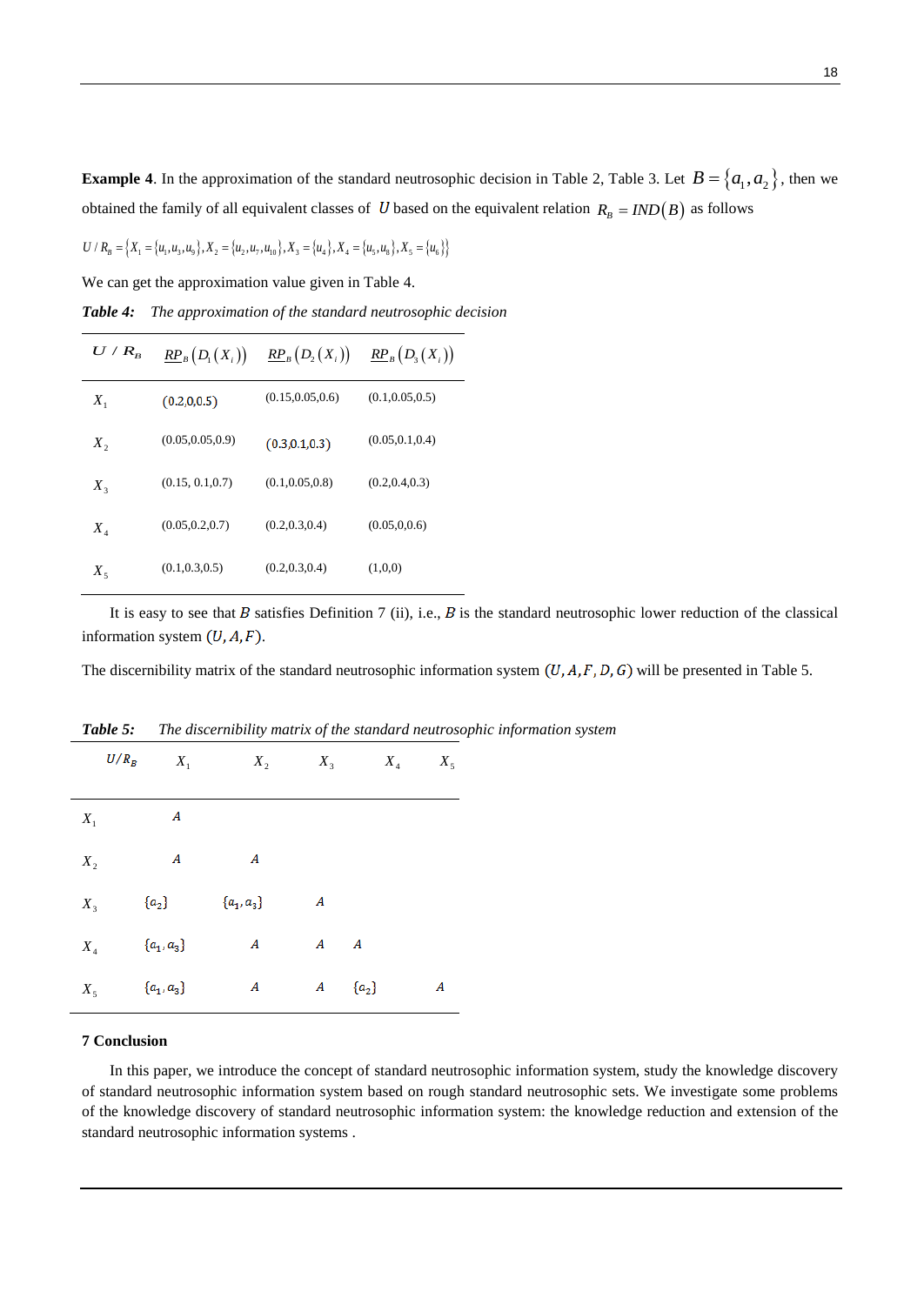**Example 4**. In the approximation of the standard neutrosophic decision in Table 2, Table 3. Let $B=\{a_1,a_2\}$, then we obtained the family of all equivalent classes of $U$ based on the equivalent relation $R_B=IND(B)$ as follows

$U/R_B=\{X_1=\{u_1,u_3,u_9\},X_2=\{u_2,u_7,u_{10}\},X_3=\{u_4\},X_4=\{u_5,u_8\},X_5=\{u_6\}\}$

We can get the approximation value given in Table 4.

***Table 4:*** *The approximation of the standard neutrosophic decision*

| $U/R_B$ | $\underline{RP}_B(D_1(X_i))$ | $\underline{RP}_B(D_2(X_i))$ | $\underline{RP}_B(D_3(X_i))$ |
|---|---|---|---|
| $X_1$ | (0.2,0,0.5) | (0.15,0.05,0.6) | (0.1,0.05,0.5) |
| $X_2$ | (0.05,0.05,0.9) | (0.3,0.1,0.3) | (0.05,0.1,0.4) |
| $X_3$ | (0.15, 0.1,0.7) | (0.1,0.05,0.8) | (0.2,0.4,0.3) |
| $X_4$ | (0.05,0.2,0.7) | (0.2,0.3,0.4) | (0.05,0,0.6) |
| $X_5$ | (0.1,0.3,0.5) | (0.2,0.3,0.4) | (1,0,0) |

It is easy to see that $B$ satisfies Definition 7 (ii), i.e., $B$ is the standard neutrosophic lower reduction of the classical information system $(U,A,F)$.

The discernibility matrix of the standard neutrosophic information system $(U,A,F,D,G)$ will be presented in Table 5.

***Table 5:*** *The discernibility matrix of the standard neutrosophic information system*

| $U/R_B$ | $X_1$ | $X_2$ | $X_3$ | $X_4$ | $X_5$ |
|---|---|---|---|---|---|
| $X_1$ | $A$ | | | | |
| $X_2$ | $A$ | $A$ | | | |
| $X_3$ | $\{a_2\}$ | $\{a_1,a_3\}$ | $A$ | | |
| $X_4$ | $\{a_1,a_3\}$ | $A$ | $A$ | $A$ | |
| $X_5$ | $\{a_1,a_3\}$ | $A$ | $A$ | $\{a_2\}$ | $A$ |

## 7 Conclusion

In this paper, we introduce the concept of standard neutrosophic information system, study the knowledge discovery of standard neutrosophic information system based on rough standard neutrosophic sets. We investigate some problems of the knowledge discovery of standard neutrosophic information system: the knowledge reduction and extension of the standard neutrosophic information systems .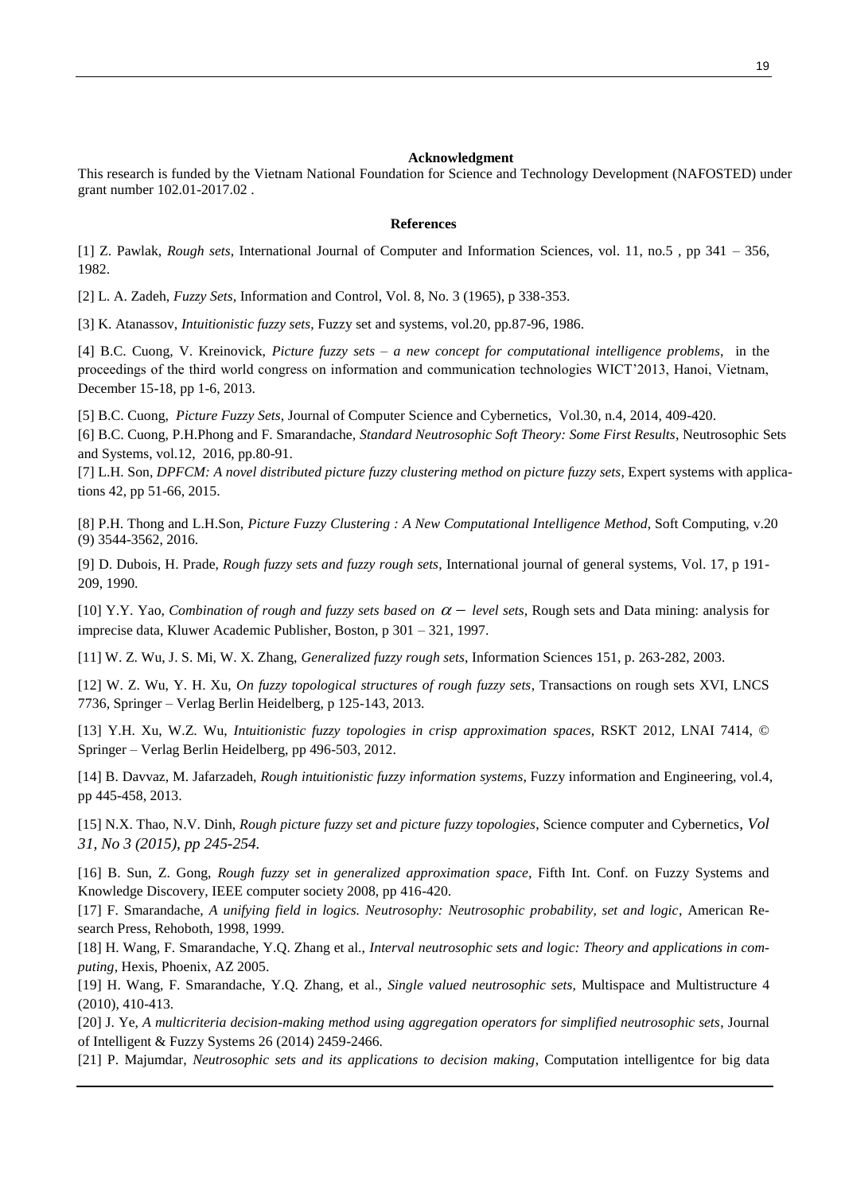**Acknowledgment**

This research is funded by the Vietnam National Foundation for Science and Technology Development (NAFOSTED) under grant number 102.01-2017.02 .

**References**

[1] Z. Pawlak, *Rough sets*, International Journal of Computer and Information Sciences, vol. 11, no.5 , pp 341 – 356, 1982.

[2] L. A. Zadeh, *Fuzzy Sets*, Information and Control, Vol. 8, No. 3 (1965), p 338-353.

[3] K. Atanassov, *Intuitionistic fuzzy sets*, Fuzzy set and systems, vol.20, pp.87-96, 1986.

[4] B.C. Cuong, V. Kreinovick, *Picture fuzzy sets – a new concept for computational intelligence problems*, in the proceedings of the third world congress on information and communication technologies WICT'2013, Hanoi, Vietnam, December 15-18, pp 1-6, 2013.

[5] B.C. Cuong, *Picture Fuzzy Sets*, Journal of Computer Science and Cybernetics, Vol.30, n.4, 2014, 409-420.

[6] B.C. Cuong, P.H.Phong and F. Smarandache, *Standard Neutrosophic Soft Theory: Some First Results*, Neutrosophic Sets and Systems, vol.12, 2016, pp.80-91.

[7] L.H. Son, *DPFCM: A novel distributed picture fuzzy clustering method on picture fuzzy sets*, Expert systems with applications 42, pp 51-66, 2015.

[8] P.H. Thong and L.H.Son, *Picture Fuzzy Clustering : A New Computational Intelligence Method*, Soft Computing, v.20 (9) 3544-3562, 2016.

[9] D. Dubois, H. Prade, *Rough fuzzy sets and fuzzy rough sets*, International journal of general systems, Vol. 17, p 191-209, 1990.

[10] Y.Y. Yao, *Combination of rough and fuzzy sets based on $\alpha-$ level sets*, Rough sets and Data mining: analysis for imprecise data, Kluwer Academic Publisher, Boston, p 301 – 321, 1997.

[11] W. Z. Wu, J. S. Mi, W. X. Zhang, *Generalized fuzzy rough sets*, Information Sciences 151, p. 263-282, 2003.

[12] W. Z. Wu, Y. H. Xu, *On fuzzy topological structures of rough fuzzy sets*, Transactions on rough sets XVI, LNCS 7736, Springer – Verlag Berlin Heidelberg, p 125-143, 2013.

[13] Y.H. Xu, W.Z. Wu, *Intuitionistic fuzzy topologies in crisp approximation spaces*, RSKT 2012, LNAI 7414, © Springer – Verlag Berlin Heidelberg, pp 496-503, 2012.

[14] B. Davvaz, M. Jafarzadeh, *Rough intuitionistic fuzzy information systems*, Fuzzy information and Engineering, vol.4, pp 445-458, 2013.

[15] N.X. Thao, N.V. Dinh, *Rough picture fuzzy set and picture fuzzy topologies*, Science computer and Cybernetics, *Vol 31, No 3 (2015), pp 245-254.*

[16] B. Sun, Z. Gong, *Rough fuzzy set in generalized approximation space*, Fifth Int. Conf. on Fuzzy Systems and Knowledge Discovery, IEEE computer society 2008, pp 416-420.

[17] F. Smarandache, *A unifying field in logics. Neutrosophy: Neutrosophic probability, set and logic*, American Research Press, Rehoboth, 1998, 1999.

[18] H. Wang, F. Smarandache, Y.Q. Zhang et al., *Interval neutrosophic sets and logic: Theory and applications in computing*, Hexis, Phoenix, AZ 2005.

[19] H. Wang, F. Smarandache, Y.Q. Zhang, et al., *Single valued neutrosophic sets*, Multispace and Multistructure 4 (2010), 410-413.

[20] J. Ye, *A multicriteria decision-making method using aggregation operators for simplified neutrosophic sets*, Journal of Intelligent & Fuzzy Systems 26 (2014) 2459-2466.

[21] P. Majumdar, *Neutrosophic sets and its applications to decision making*, Computation intelligentce for big data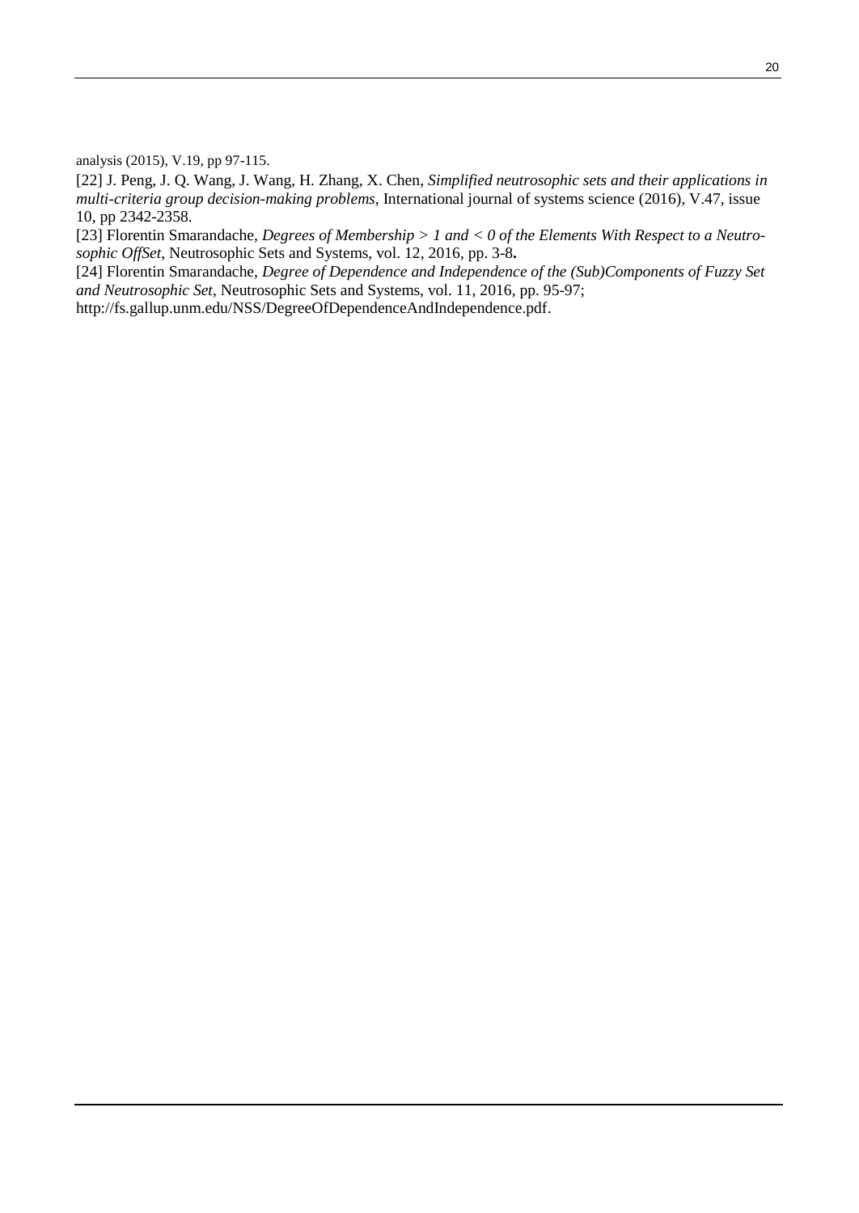analysis (2015), V.19, pp 97-115.

[22] J. Peng, J. Q. Wang, J. Wang, H. Zhang, X. Chen, *Simplified neutrosophic sets and their applications in multi-criteria group decision-making problems*, International journal of systems science (2016), V.47, issue 10, pp 2342-2358.

[23] Florentin Smarandache, *Degrees of Membership > 1 and < 0 of the Elements With Respect to a Neutrosophic OffSet*, Neutrosophic Sets and Systems, vol. 12, 2016, pp. 3-8**.**

[24] Florentin Smarandache, *Degree of Dependence and Independence of the (Sub)Components of Fuzzy Set and Neutrosophic Set*, Neutrosophic Sets and Systems, vol. 11, 2016, pp. 95-97; http://fs.gallup.unm.edu/NSS/DegreeOfDependenceAndIndependence.pdf.